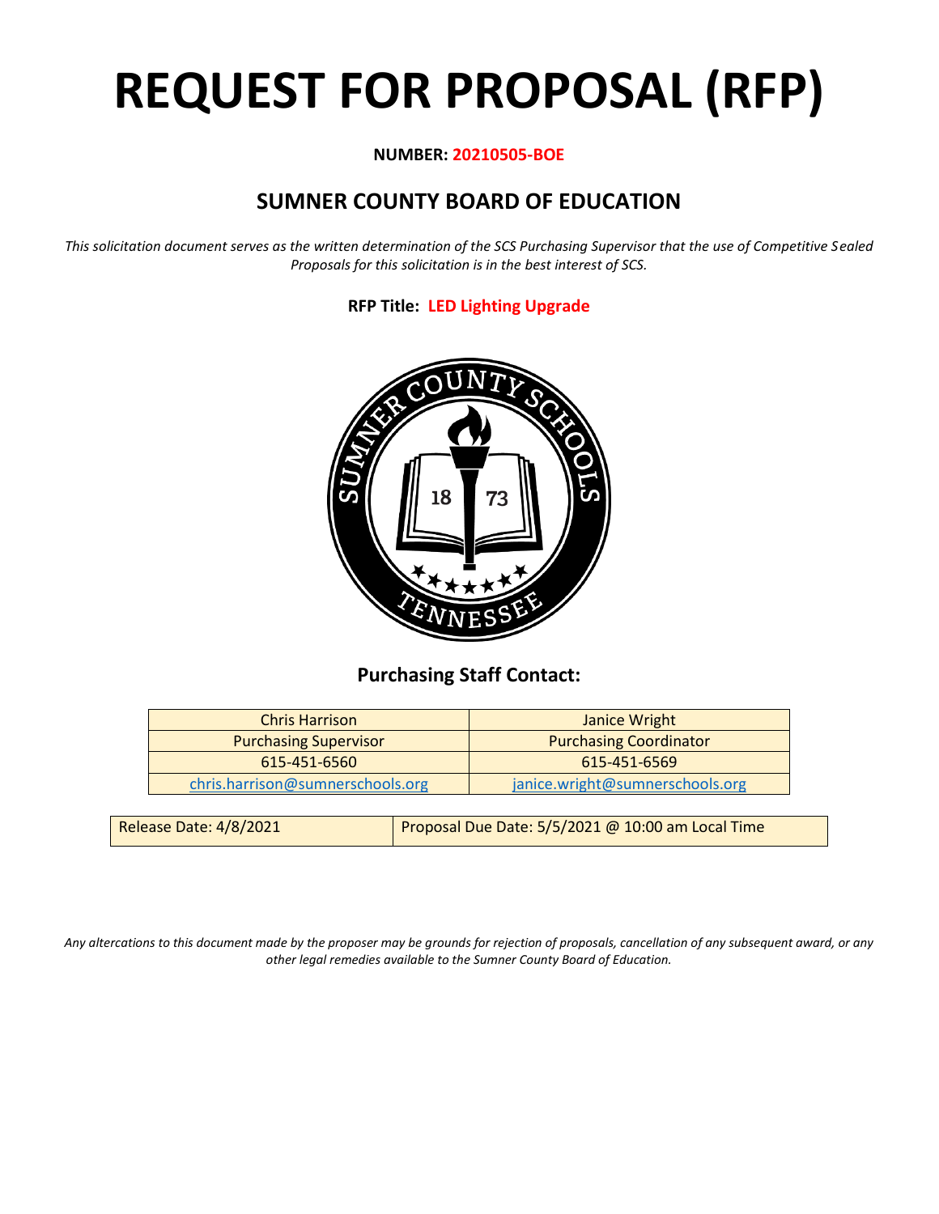# REQUEST FOR PROPOSAL (RFP)

**NUMBER: 20210505-BOE**

## SUMNER COUNTY BOARD OF EDUCATION

*This solicitation document serves as the written determination of the SCS Purchasing Supervisor that the use of Competitive Sealed Proposals for this solicitation is in the best interest of SCS.*

**RFP Title: LED Lighting Upgrade**

### Purchasing Staff Contact:

| Chris Harrison | Janice Wright |
|---|---|
| Purchasing Supervisor | Purchasing Coordinator |
| 615-451-6560 | 615-451-6569 |
| chris.harrison@sumnerschools.org | janice.wright@sumnerschools.org |

| Release Date: 4/8/2021 | Proposal Due Date: 5/5/2021 @ 10:00 am Local Time |
|---|---|

*Any altercations to this document made by the proposer may be grounds for rejection of proposals, cancellation of any subsequent award, or any other legal remedies available to the Sumner County Board of Education.*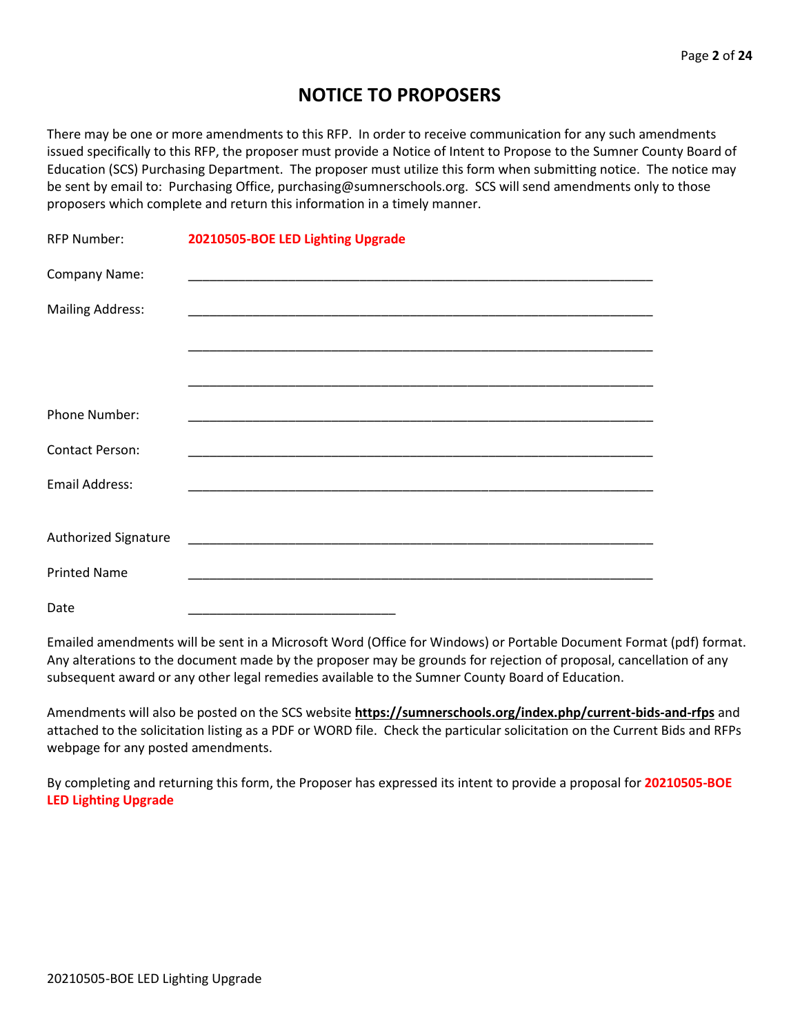# NOTICE TO PROPOSERS

There may be one or more amendments to this RFP. In order to receive communication for any such amendments issued specifically to this RFP, the proposer must provide a Notice of Intent to Propose to the Sumner County Board of Education (SCS) Purchasing Department. The proposer must utilize this form when submitting notice. The notice may be sent by email to: Purchasing Office, purchasing@sumnerschools.org. SCS will send amendments only to those proposers which complete and return this information in a timely manner.

RFP Number: **20210505-BOE LED Lighting Upgrade**

Company Name: ____________________________________________________________

Mailing Address: ____________________________________________________________

____________________________________________________________

____________________________________________________________

Phone Number: ____________________________________________________________

Contact Person: ____________________________________________________________

Email Address: ____________________________________________________________

Authorized Signature ____________________________________________________________

Printed Name ____________________________________________________________

Date ____________________________

Emailed amendments will be sent in a Microsoft Word (Office for Windows) or Portable Document Format (pdf) format. Any alterations to the document made by the proposer may be grounds for rejection of proposal, cancellation of any subsequent award or any other legal remedies available to the Sumner County Board of Education.

Amendments will also be posted on the SCS website **https://sumnerschools.org/index.php/current-bids-and-rfps** and attached to the solicitation listing as a PDF or WORD file. Check the particular solicitation on the Current Bids and RFPs webpage for any posted amendments.

By completing and returning this form, the Proposer has expressed its intent to provide a proposal for **20210505-BOE LED Lighting Upgrade**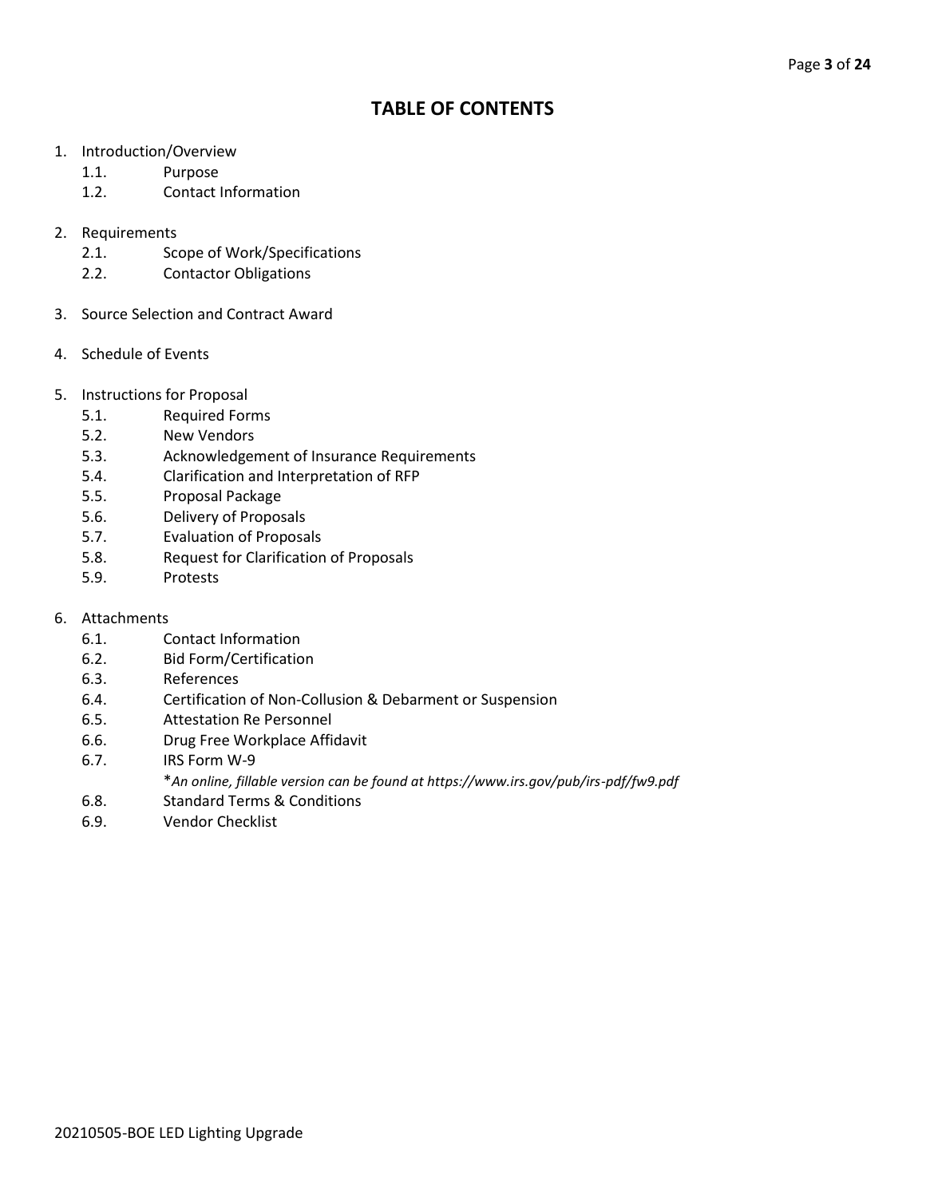# TABLE OF CONTENTS

1. Introduction/Overview
   - 1.1. Purpose
   - 1.2. Contact Information

2. Requirements
   - 2.1. Scope of Work/Specifications
   - 2.2. Contactor Obligations

3. Source Selection and Contract Award

4. Schedule of Events

5. Instructions for Proposal
   - 5.1. Required Forms
   - 5.2. New Vendors
   - 5.3. Acknowledgement of Insurance Requirements
   - 5.4. Clarification and Interpretation of RFP
   - 5.5. Proposal Package
   - 5.6. Delivery of Proposals
   - 5.7. Evaluation of Proposals
   - 5.8. Request for Clarification of Proposals
   - 5.9. Protests

6. Attachments
   - 6.1. Contact Information
   - 6.2. Bid Form/Certification
   - 6.3. References
   - 6.4. Certification of Non-Collusion & Debarment or Suspension
   - 6.5. Attestation Re Personnel
   - 6.6. Drug Free Workplace Affidavit
   - 6.7. IRS Form W-9
     - **An online, fillable version can be found at https://www.irs.gov/pub/irs-pdf/fw9.pdf*
   - 6.8. Standard Terms & Conditions
   - 6.9. Vendor Checklist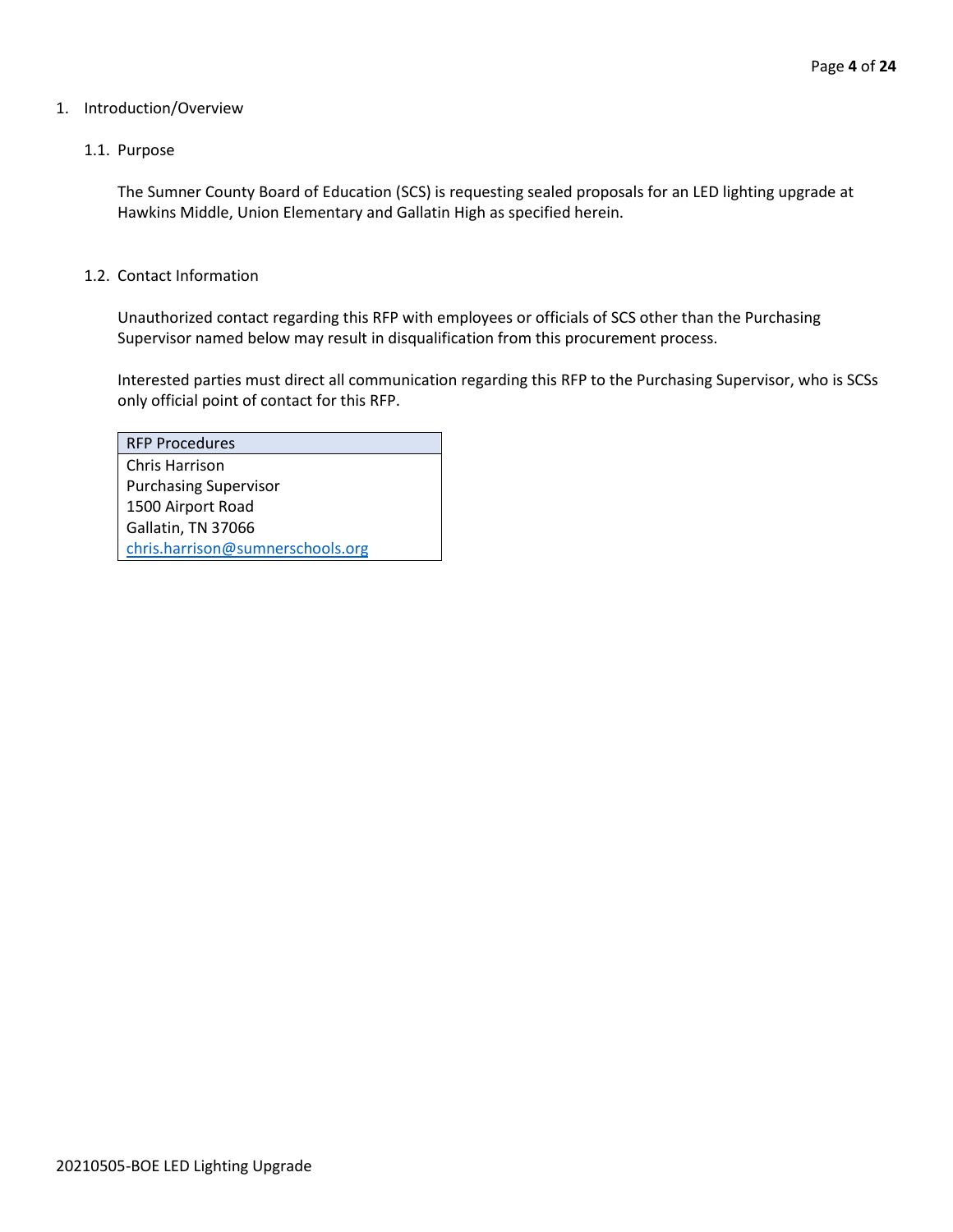# 1. Introduction/Overview

## 1.1. Purpose

The Sumner County Board of Education (SCS) is requesting sealed proposals for an LED lighting upgrade at Hawkins Middle, Union Elementary and Gallatin High as specified herein.

## 1.2. Contact Information

Unauthorized contact regarding this RFP with employees or officials of SCS other than the Purchasing Supervisor named below may result in disqualification from this procurement process.

Interested parties must direct all communication regarding this RFP to the Purchasing Supervisor, who is SCSs only official point of contact for this RFP.

| RFP Procedures |
| --- |
| Chris Harrison<br>Purchasing Supervisor<br>1500 Airport Road<br>Gallatin, TN 37066<br>chris.harrison@sumnerschools.org |

20210505-BOE LED Lighting Upgrade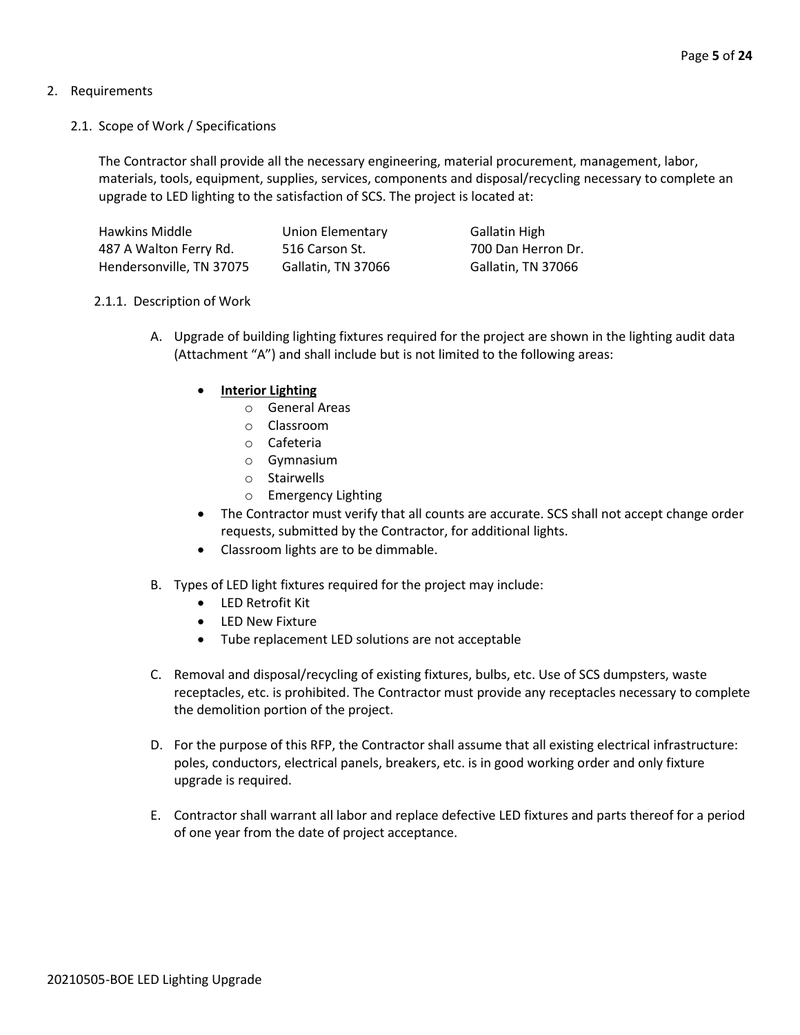2. Requirements

2.1. Scope of Work / Specifications

The Contractor shall provide all the necessary engineering, material procurement, management, labor, materials, tools, equipment, supplies, services, components and disposal/recycling necessary to complete an upgrade to LED lighting to the satisfaction of SCS. The project is located at:

| Hawkins Middle | Union Elementary | Gallatin High |
|---|---|---|
| 487 A Walton Ferry Rd. | 516 Carson St. | 700 Dan Herron Dr. |
| Hendersonville, TN 37075 | Gallatin, TN 37066 | Gallatin, TN 37066 |

2.1.1. Description of Work

A. Upgrade of building lighting fixtures required for the project are shown in the lighting audit data (Attachment "A") and shall include but is not limited to the following areas:

- **Interior Lighting**
  - General Areas
  - Classroom
  - Cafeteria
  - Gymnasium
  - Stairwells
  - Emergency Lighting
- The Contractor must verify that all counts are accurate. SCS shall not accept change order requests, submitted by the Contractor, for additional lights.
- Classroom lights are to be dimmable.

B. Types of LED light fixtures required for the project may include:

- LED Retrofit Kit
- LED New Fixture
- Tube replacement LED solutions are not acceptable

C. Removal and disposal/recycling of existing fixtures, bulbs, etc. Use of SCS dumpsters, waste receptacles, etc. is prohibited. The Contractor must provide any receptacles necessary to complete the demolition portion of the project.

D. For the purpose of this RFP, the Contractor shall assume that all existing electrical infrastructure: poles, conductors, electrical panels, breakers, etc. is in good working order and only fixture upgrade is required.

E. Contractor shall warrant all labor and replace defective LED fixtures and parts thereof for a period of one year from the date of project acceptance.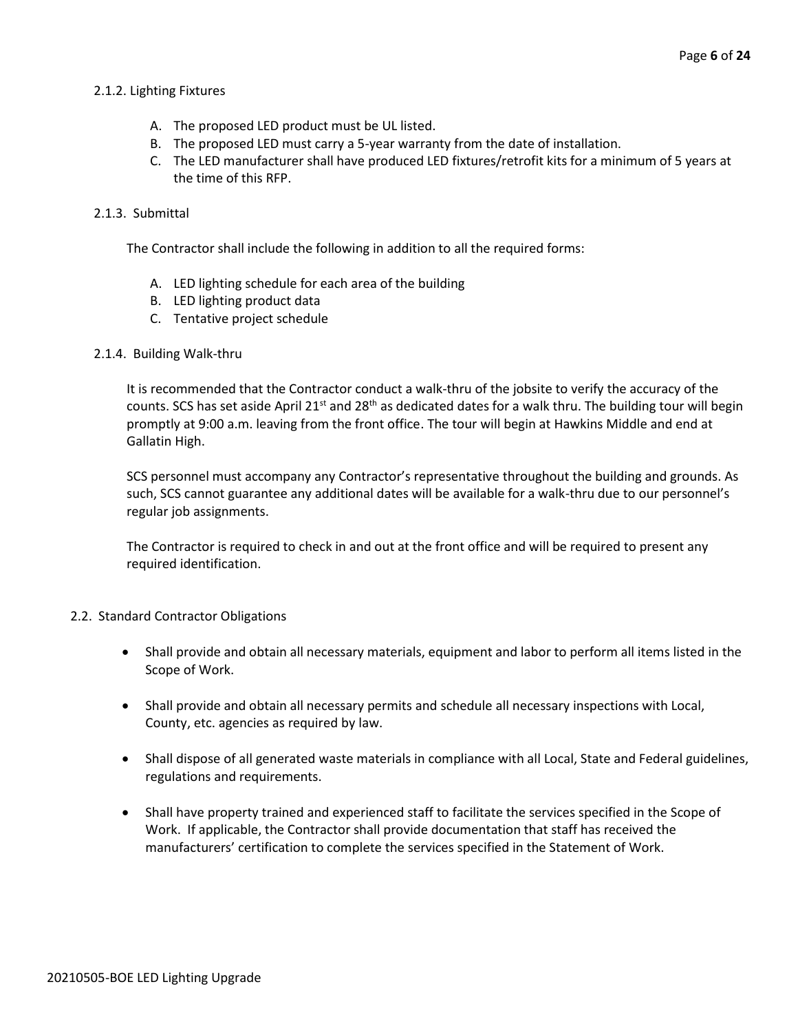### 2.1.2. Lighting Fixtures

A. The proposed LED product must be UL listed.
B. The proposed LED must carry a 5-year warranty from the date of installation.
C. The LED manufacturer shall have produced LED fixtures/retrofit kits for a minimum of 5 years at the time of this RFP.

### 2.1.3. Submittal

The Contractor shall include the following in addition to all the required forms:

A. LED lighting schedule for each area of the building
B. LED lighting product data
C. Tentative project schedule

### 2.1.4. Building Walk-thru

It is recommended that the Contractor conduct a walk-thru of the jobsite to verify the accuracy of the counts. SCS has set aside April 21st and 28th as dedicated dates for a walk thru. The building tour will begin promptly at 9:00 a.m. leaving from the front office. The tour will begin at Hawkins Middle and end at Gallatin High.

SCS personnel must accompany any Contractor's representative throughout the building and grounds. As such, SCS cannot guarantee any additional dates will be available for a walk-thru due to our personnel's regular job assignments.

The Contractor is required to check in and out at the front office and will be required to present any required identification.

## 2.2. Standard Contractor Obligations

- Shall provide and obtain all necessary materials, equipment and labor to perform all items listed in the Scope of Work.
- Shall provide and obtain all necessary permits and schedule all necessary inspections with Local, County, etc. agencies as required by law.
- Shall dispose of all generated waste materials in compliance with all Local, State and Federal guidelines, regulations and requirements.
- Shall have property trained and experienced staff to facilitate the services specified in the Scope of Work. If applicable, the Contractor shall provide documentation that staff has received the manufacturers' certification to complete the services specified in the Statement of Work.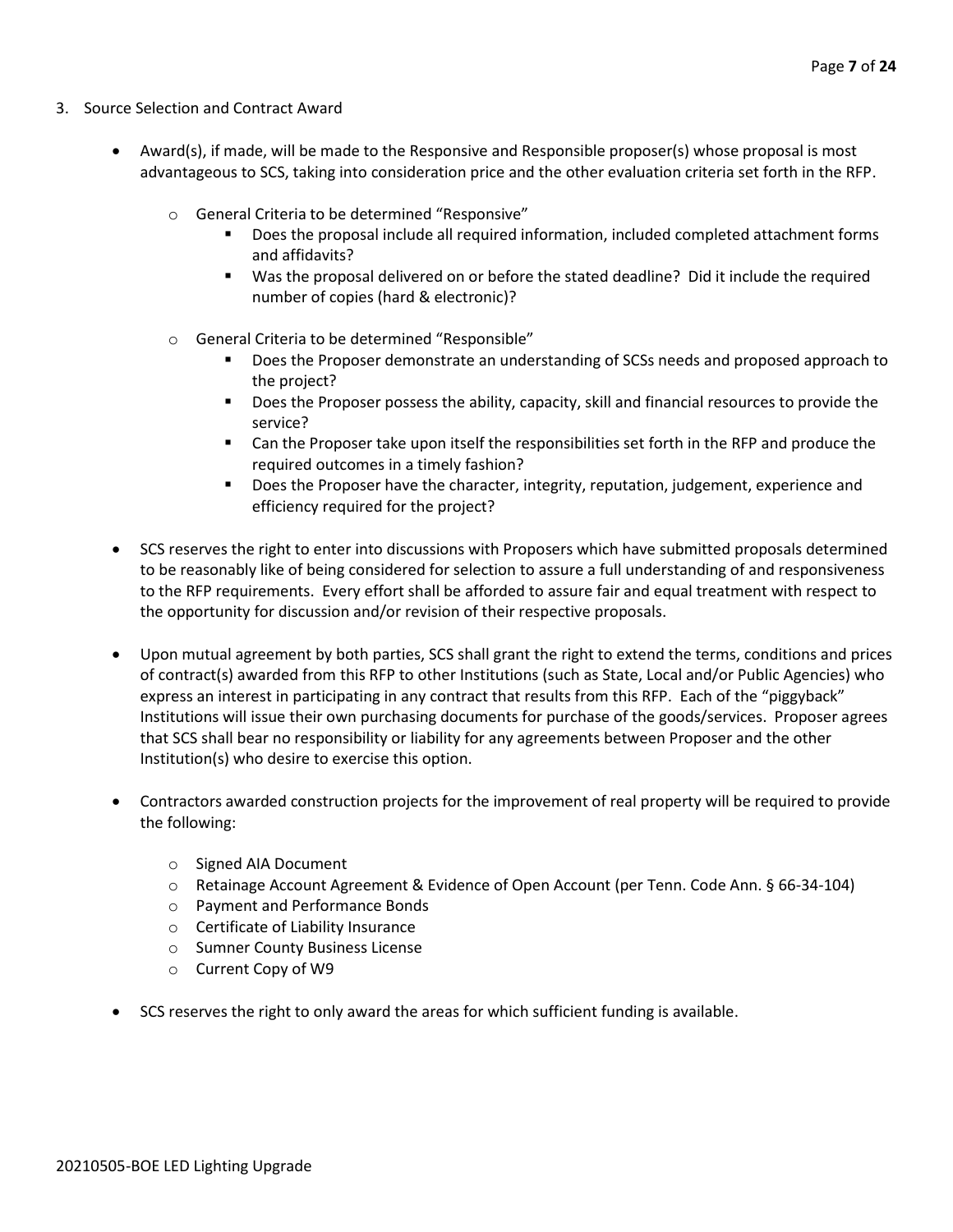3. Source Selection and Contract Award

    - Award(s), if made, will be made to the Responsive and Responsible proposer(s) whose proposal is most advantageous to SCS, taking into consideration price and the other evaluation criteria set forth in the RFP.
        - General Criteria to be determined "Responsive"
            - Does the proposal include all required information, included completed attachment forms and affidavits?
            - Was the proposal delivered on or before the stated deadline? Did it include the required number of copies (hard & electronic)?
        - General Criteria to be determined "Responsible"
            - Does the Proposer demonstrate an understanding of SCSs needs and proposed approach to the project?
            - Does the Proposer possess the ability, capacity, skill and financial resources to provide the service?
            - Can the Proposer take upon itself the responsibilities set forth in the RFP and produce the required outcomes in a timely fashion?
            - Does the Proposer have the character, integrity, reputation, judgement, experience and efficiency required for the project?
    - SCS reserves the right to enter into discussions with Proposers which have submitted proposals determined to be reasonably like of being considered for selection to assure a full understanding of and responsiveness to the RFP requirements. Every effort shall be afforded to assure fair and equal treatment with respect to the opportunity for discussion and/or revision of their respective proposals.
    - Upon mutual agreement by both parties, SCS shall grant the right to extend the terms, conditions and prices of contract(s) awarded from this RFP to other Institutions (such as State, Local and/or Public Agencies) who express an interest in participating in any contract that results from this RFP. Each of the "piggyback" Institutions will issue their own purchasing documents for purchase of the goods/services. Proposer agrees that SCS shall bear no responsibility or liability for any agreements between Proposer and the other Institution(s) who desire to exercise this option.
    - Contractors awarded construction projects for the improvement of real property will be required to provide the following:
        - Signed AIA Document
        - Retainage Account Agreement & Evidence of Open Account (per Tenn. Code Ann. § 66-34-104)
        - Payment and Performance Bonds
        - Certificate of Liability Insurance
        - Sumner County Business License
        - Current Copy of W9
    - SCS reserves the right to only award the areas for which sufficient funding is available.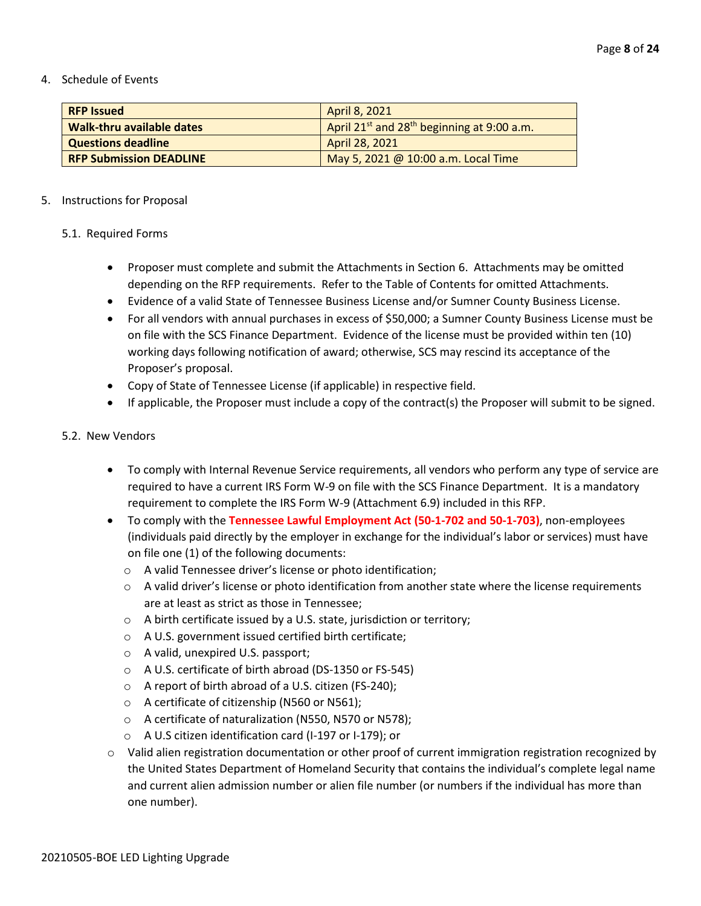4. Schedule of Events

| **RFP Issued** | April 8, 2021 |
|---|---|
| **Walk-thru available dates** | April 21st and 28th beginning at 9:00 a.m. |
| **Questions deadline** | April 28, 2021 |
| **RFP Submission DEADLINE** | May 5, 2021 @ 10:00 a.m. Local Time |

5. Instructions for Proposal

5.1. Required Forms

- Proposer must complete and submit the Attachments in Section 6. Attachments may be omitted depending on the RFP requirements. Refer to the Table of Contents for omitted Attachments.
- Evidence of a valid State of Tennessee Business License and/or Sumner County Business License.
- For all vendors with annual purchases in excess of $50,000; a Sumner County Business License must be on file with the SCS Finance Department. Evidence of the license must be provided within ten (10) working days following notification of award; otherwise, SCS may rescind its acceptance of the Proposer's proposal.
- Copy of State of Tennessee License (if applicable) in respective field.
- If applicable, the Proposer must include a copy of the contract(s) the Proposer will submit to be signed.

5.2. New Vendors

- To comply with Internal Revenue Service requirements, all vendors who perform any type of service are required to have a current IRS Form W-9 on file with the SCS Finance Department. It is a mandatory requirement to complete the IRS Form W-9 (Attachment 6.9) included in this RFP.
- To comply with the **Tennessee Lawful Employment Act (50-1-702 and 50-1-703)**, non-employees (individuals paid directly by the employer in exchange for the individual's labor or services) must have on file one (1) of the following documents:
  - A valid Tennessee driver's license or photo identification;
  - A valid driver's license or photo identification from another state where the license requirements are at least as strict as those in Tennessee;
  - A birth certificate issued by a U.S. state, jurisdiction or territory;
  - A U.S. government issued certified birth certificate;
  - A valid, unexpired U.S. passport;
  - A U.S. certificate of birth abroad (DS-1350 or FS-545)
  - A report of birth abroad of a U.S. citizen (FS-240);
  - A certificate of citizenship (N560 or N561);
  - A certificate of naturalization (N550, N570 or N578);
  - A U.S citizen identification card (I-197 or I-179); or
  - Valid alien registration documentation or other proof of current immigration registration recognized by the United States Department of Homeland Security that contains the individual's complete legal name and current alien admission number or alien file number (or numbers if the individual has more than one number).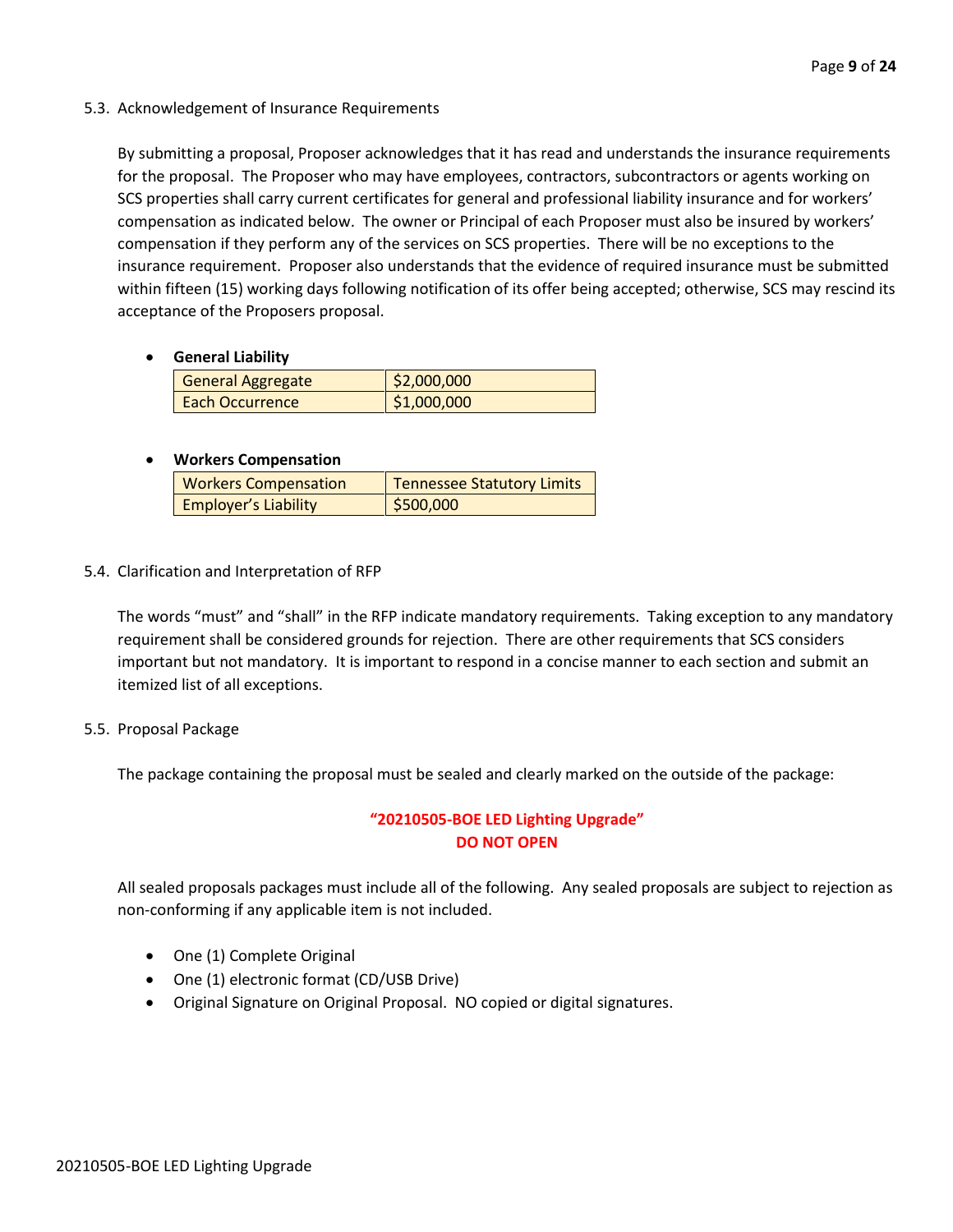### 5.3. Acknowledgement of Insurance Requirements

By submitting a proposal, Proposer acknowledges that it has read and understands the insurance requirements for the proposal. The Proposer who may have employees, contractors, subcontractors or agents working on SCS properties shall carry current certificates for general and professional liability insurance and for workers' compensation as indicated below. The owner or Principal of each Proposer must also be insured by workers' compensation if they perform any of the services on SCS properties. There will be no exceptions to the insurance requirement. Proposer also understands that the evidence of required insurance must be submitted within fifteen (15) working days following notification of its offer being accepted; otherwise, SCS may rescind its acceptance of the Proposers proposal.

- **General Liability**

| General Aggregate | $2,000,000 |
| --- | --- |
| Each Occurrence | $1,000,000 |

- **Workers Compensation**

| Workers Compensation | Tennessee Statutory Limits |
| --- | --- |
| Employer's Liability | $500,000 |

### 5.4. Clarification and Interpretation of RFP

The words "must" and "shall" in the RFP indicate mandatory requirements. Taking exception to any mandatory requirement shall be considered grounds for rejection. There are other requirements that SCS considers important but not mandatory. It is important to respond in a concise manner to each section and submit an itemized list of all exceptions.

### 5.5. Proposal Package

The package containing the proposal must be sealed and clearly marked on the outside of the package:

**"20210505-BOE LED Lighting Upgrade"**
**DO NOT OPEN**

All sealed proposals packages must include all of the following. Any sealed proposals are subject to rejection as non-conforming if any applicable item is not included.

- One (1) Complete Original
- One (1) electronic format (CD/USB Drive)
- Original Signature on Original Proposal. NO copied or digital signatures.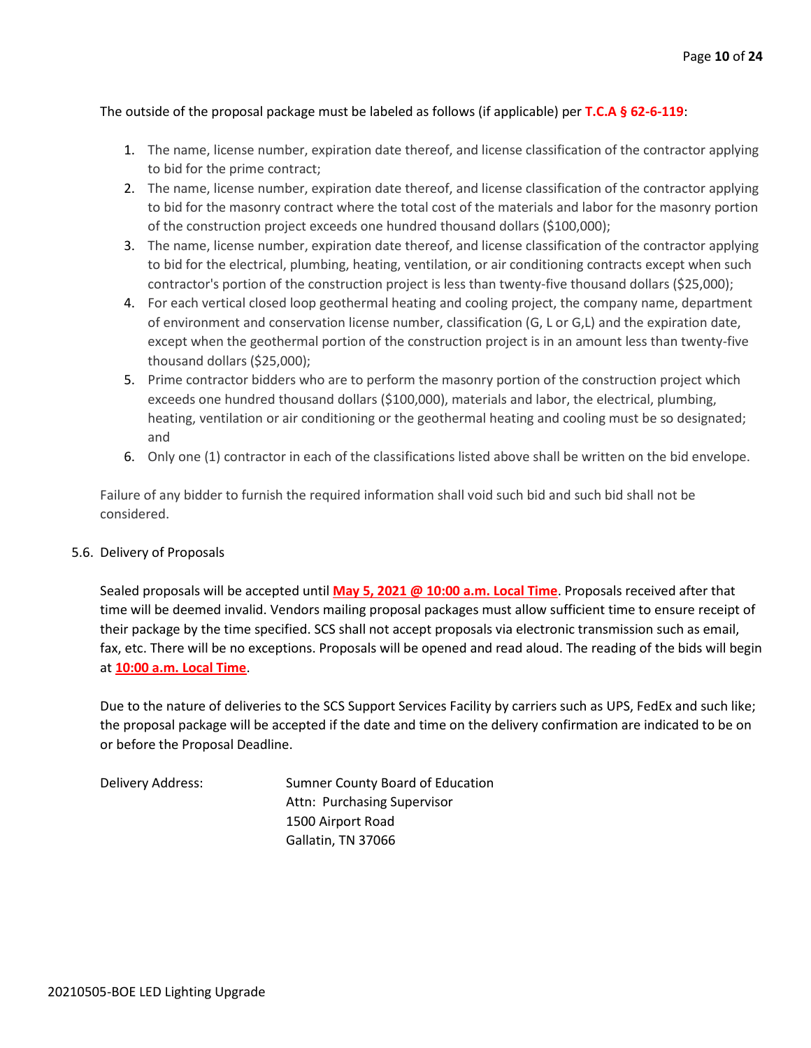The outside of the proposal package must be labeled as follows (if applicable) per **T.C.A § 62-6-119**:

1. The name, license number, expiration date thereof, and license classification of the contractor applying to bid for the prime contract;
2. The name, license number, expiration date thereof, and license classification of the contractor applying to bid for the masonry contract where the total cost of the materials and labor for the masonry portion of the construction project exceeds one hundred thousand dollars ($100,000);
3. The name, license number, expiration date thereof, and license classification of the contractor applying to bid for the electrical, plumbing, heating, ventilation, or air conditioning contracts except when such contractor's portion of the construction project is less than twenty-five thousand dollars ($25,000);
4. For each vertical closed loop geothermal heating and cooling project, the company name, department of environment and conservation license number, classification (G, L or G,L) and the expiration date, except when the geothermal portion of the construction project is in an amount less than twenty-five thousand dollars ($25,000);
5. Prime contractor bidders who are to perform the masonry portion of the construction project which exceeds one hundred thousand dollars ($100,000), materials and labor, the electrical, plumbing, heating, ventilation or air conditioning or the geothermal heating and cooling must be so designated; and
6. Only one (1) contractor in each of the classifications listed above shall be written on the bid envelope.

Failure of any bidder to furnish the required information shall void such bid and such bid shall not be considered.

5.6. Delivery of Proposals

Sealed proposals will be accepted until **May 5, 2021 @ 10:00 a.m. Local Time**. Proposals received after that time will be deemed invalid. Vendors mailing proposal packages must allow sufficient time to ensure receipt of their package by the time specified. SCS shall not accept proposals via electronic transmission such as email, fax, etc. There will be no exceptions. Proposals will be opened and read aloud. The reading of the bids will begin at **10:00 a.m. Local Time**.

Due to the nature of deliveries to the SCS Support Services Facility by carriers such as UPS, FedEx and such like; the proposal package will be accepted if the date and time on the delivery confirmation are indicated to be on or before the Proposal Deadline.

Delivery Address:

Sumner County Board of Education
Attn: Purchasing Supervisor
1500 Airport Road
Gallatin, TN 37066

20210505-BOE LED Lighting Upgrade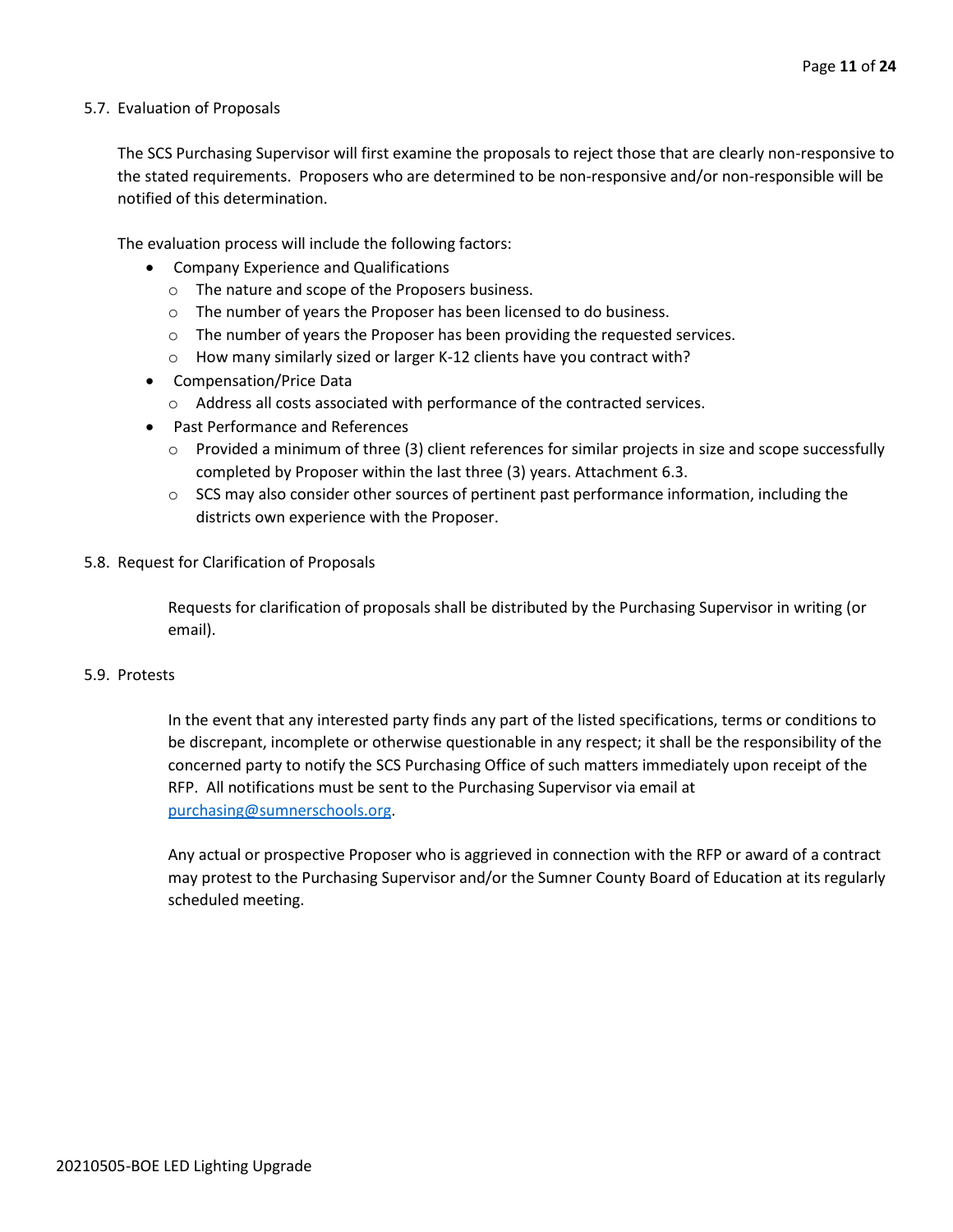### 5.7. Evaluation of Proposals

The SCS Purchasing Supervisor will first examine the proposals to reject those that are clearly non-responsive to the stated requirements. Proposers who are determined to be non-responsive and/or non-responsible will be notified of this determination.

The evaluation process will include the following factors:

- Company Experience and Qualifications
  - The nature and scope of the Proposers business.
  - The number of years the Proposer has been licensed to do business.
  - The number of years the Proposer has been providing the requested services.
  - How many similarly sized or larger K-12 clients have you contract with?
- Compensation/Price Data
  - Address all costs associated with performance of the contracted services.
- Past Performance and References
  - Provided a minimum of three (3) client references for similar projects in size and scope successfully completed by Proposer within the last three (3) years. Attachment 6.3.
  - SCS may also consider other sources of pertinent past performance information, including the districts own experience with the Proposer.

### 5.8. Request for Clarification of Proposals

Requests for clarification of proposals shall be distributed by the Purchasing Supervisor in writing (or email).

### 5.9. Protests

In the event that any interested party finds any part of the listed specifications, terms or conditions to be discrepant, incomplete or otherwise questionable in any respect; it shall be the responsibility of the concerned party to notify the SCS Purchasing Office of such matters immediately upon receipt of the RFP. All notifications must be sent to the Purchasing Supervisor via email at purchasing@sumnerschools.org.

Any actual or prospective Proposer who is aggrieved in connection with the RFP or award of a contract may protest to the Purchasing Supervisor and/or the Sumner County Board of Education at its regularly scheduled meeting.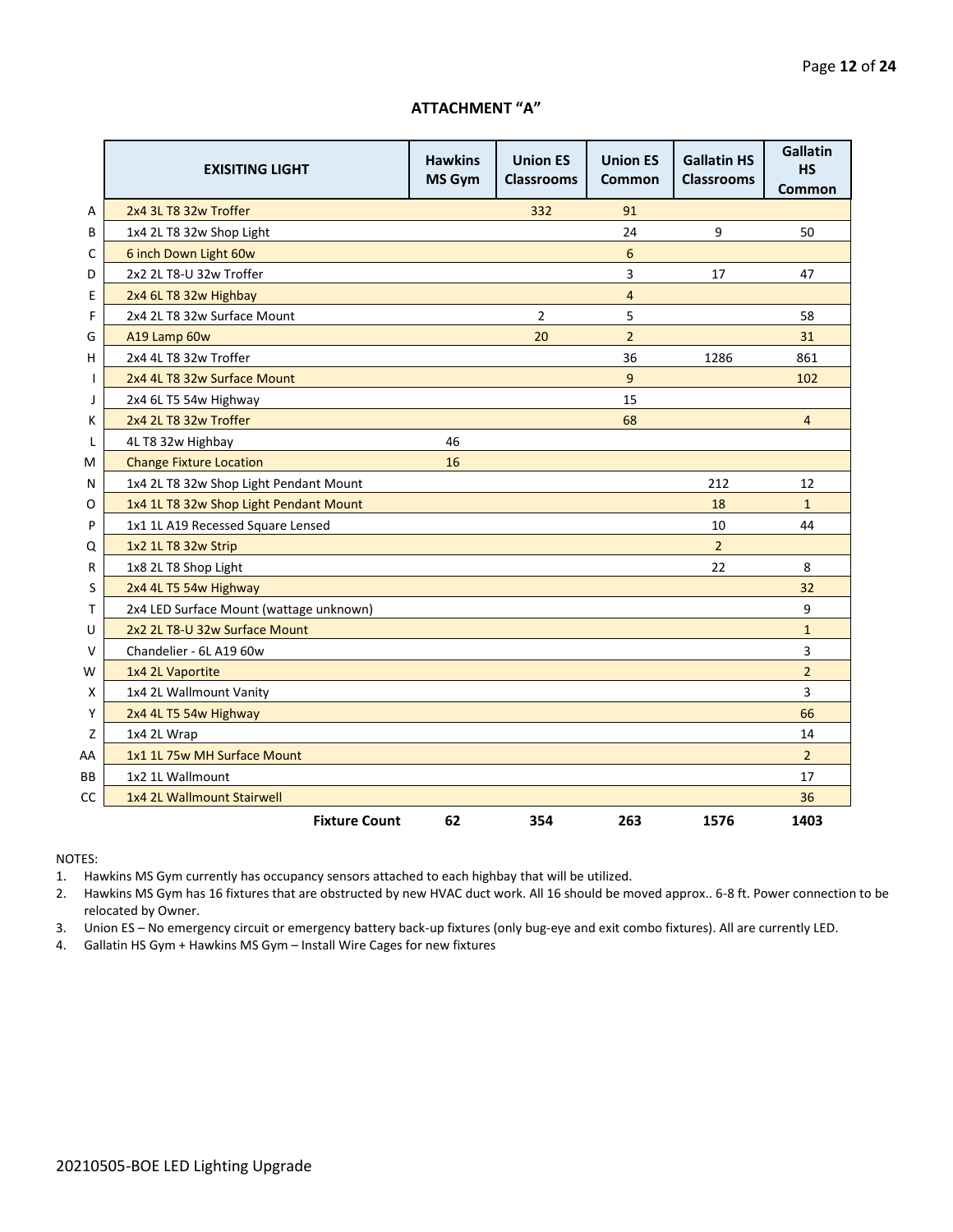### ATTACHMENT "A"

| | EXISITING LIGHT | Hawkins MS Gym | Union ES Classrooms | Union ES Common | Gallatin HS Classrooms | Gallatin HS Common |
|---|---|---|---|---|---|---|
| A | 2x4 3L T8 32w Troffer | | 332 | 91 | | |
| B | 1x4 2L T8 32w Shop Light | | | 24 | 9 | 50 |
| C | 6 inch Down Light 60w | | | 6 | | |
| D | 2x2 2L T8-U 32w Troffer | | | 3 | 17 | 47 |
| E | 2x4 6L T8 32w Highbay | | | 4 | | |
| F | 2x4 2L T8 32w Surface Mount | | 2 | 5 | | 58 |
| G | A19 Lamp 60w | | 20 | 2 | | 31 |
| H | 2x4 4L T8 32w Troffer | | | 36 | 1286 | 861 |
| I | 2x4 4L T8 32w Surface Mount | | | 9 | | 102 |
| J | 2x4 6L T5 54w Highway | | | 15 | | |
| K | 2x4 2L T8 32w Troffer | | | 68 | | 4 |
| L | 4L T8 32w Highbay | 46 | | | | |
| M | Change Fixture Location | 16 | | | | |
| N | 1x4 2L T8 32w Shop Light Pendant Mount | | | | 212 | 12 |
| O | 1x4 1L T8 32w Shop Light Pendant Mount | | | | 18 | 1 |
| P | 1x1 1L A19 Recessed Square Lensed | | | | 10 | 44 |
| Q | 1x2 1L T8 32w Strip | | | | 2 | |
| R | 1x8 2L T8 Shop Light | | | | 22 | 8 |
| S | 2x4 4L T5 54w Highway | | | | | 32 |
| T | 2x4 LED Surface Mount (wattage unknown) | | | | | 9 |
| U | 2x2 2L T8-U 32w Surface Mount | | | | | 1 |
| V | Chandelier - 6L A19 60w | | | | | 3 |
| W | 1x4 2L Vaportite | | | | | 2 |
| X | 1x4 2L Wallmount Vanity | | | | | 3 |
| Y | 2x4 4L T5 54w Highway | | | | | 66 |
| Z | 1x4 2L Wrap | | | | | 14 |
| AA | 1x1 1L 75w MH Surface Mount | | | | | 2 |
| BB | 1x2 1L Wallmount | | | | | 17 |
| CC | 1x4 2L Wallmount Stairwell | | | | | 36 |
| | **Fixture Count** | **62** | **354** | **263** | **1576** | **1403** |

NOTES:

1. Hawkins MS Gym currently has occupancy sensors attached to each highbay that will be utilized.
2. Hawkins MS Gym has 16 fixtures that are obstructed by new HVAC duct work. All 16 should be moved approx.. 6-8 ft. Power connection to be relocated by Owner.
3. Union ES – No emergency circuit or emergency battery back-up fixtures (only bug-eye and exit combo fixtures). All are currently LED.
4. Gallatin HS Gym + Hawkins MS Gym – Install Wire Cages for new fixtures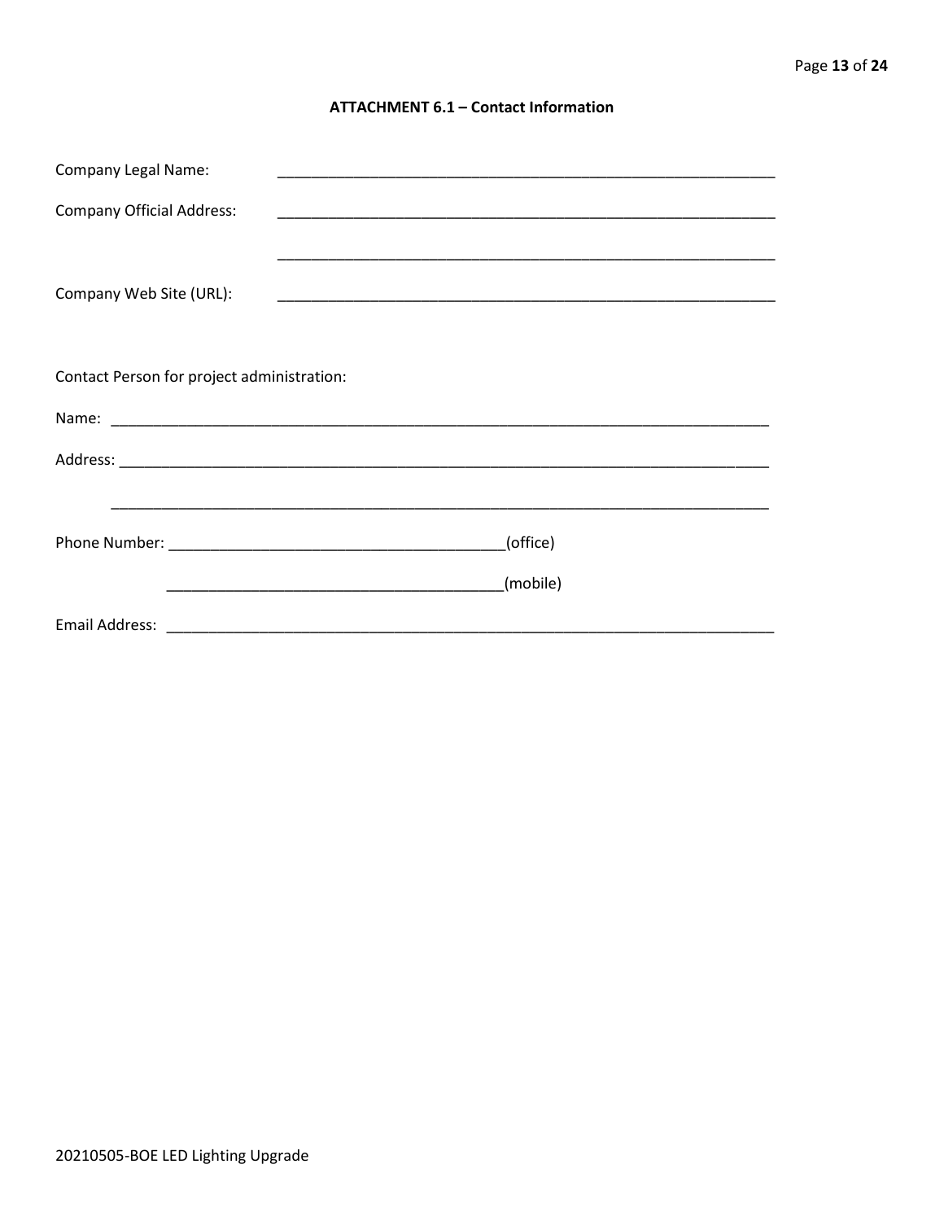### ATTACHMENT 6.1 – Contact Information

Company Legal Name: ____________________________________________________________

Company Official Address: ____________________________________________________________

____________________________________________________________

Company Web Site (URL): ____________________________________________________________

Contact Person for project administration:

Name: ________________________________________________________________________________

Address: ______________________________________________________________________________

________________________________________________________________________________

Phone Number: ________________________________________(office)

________________________________________(mobile)

Email Address: ___________________________________________________________________________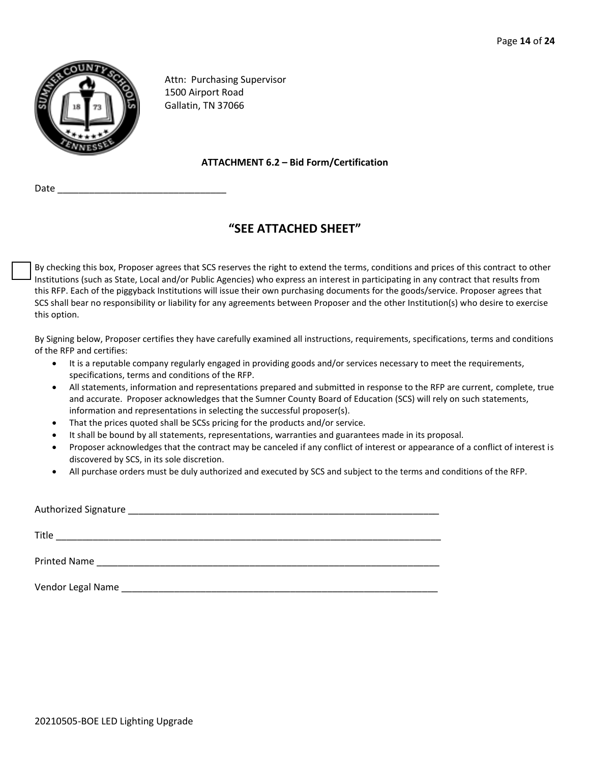Attn: Purchasing Supervisor
1500 Airport Road
Gallatin, TN 37066

**ATTACHMENT 6.2 – Bid Form/Certification**

Date _______________________________

## "SEE ATTACHED SHEET"

☐ By checking this box, Proposer agrees that SCS reserves the right to extend the terms, conditions and prices of this contract to other Institutions (such as State, Local and/or Public Agencies) who express an interest in participating in any contract that results from this RFP. Each of the piggyback Institutions will issue their own purchasing documents for the goods/service. Proposer agrees that SCS shall bear no responsibility or liability for any agreements between Proposer and the other Institution(s) who desire to exercise this option.

By Signing below, Proposer certifies they have carefully examined all instructions, requirements, specifications, terms and conditions of the RFP and certifies:

- It is a reputable company regularly engaged in providing goods and/or services necessary to meet the requirements, specifications, terms and conditions of the RFP.
- All statements, information and representations prepared and submitted in response to the RFP are current, complete, true and accurate. Proposer acknowledges that the Sumner County Board of Education (SCS) will rely on such statements, information and representations in selecting the successful proposer(s).
- That the prices quoted shall be SCSs pricing for the products and/or service.
- It shall be bound by all statements, representations, warranties and guarantees made in its proposal.
- Proposer acknowledges that the contract may be canceled if any conflict of interest or appearance of a conflict of interest is discovered by SCS, in its sole discretion.
- All purchase orders must be duly authorized and executed by SCS and subject to the terms and conditions of the RFP.

Authorized Signature ___________________________________________________________

Title __________________________________________________________________________

Printed Name __________________________________________________________________

Vendor Legal Name _____________________________________________________________

20210505-BOE LED Lighting Upgrade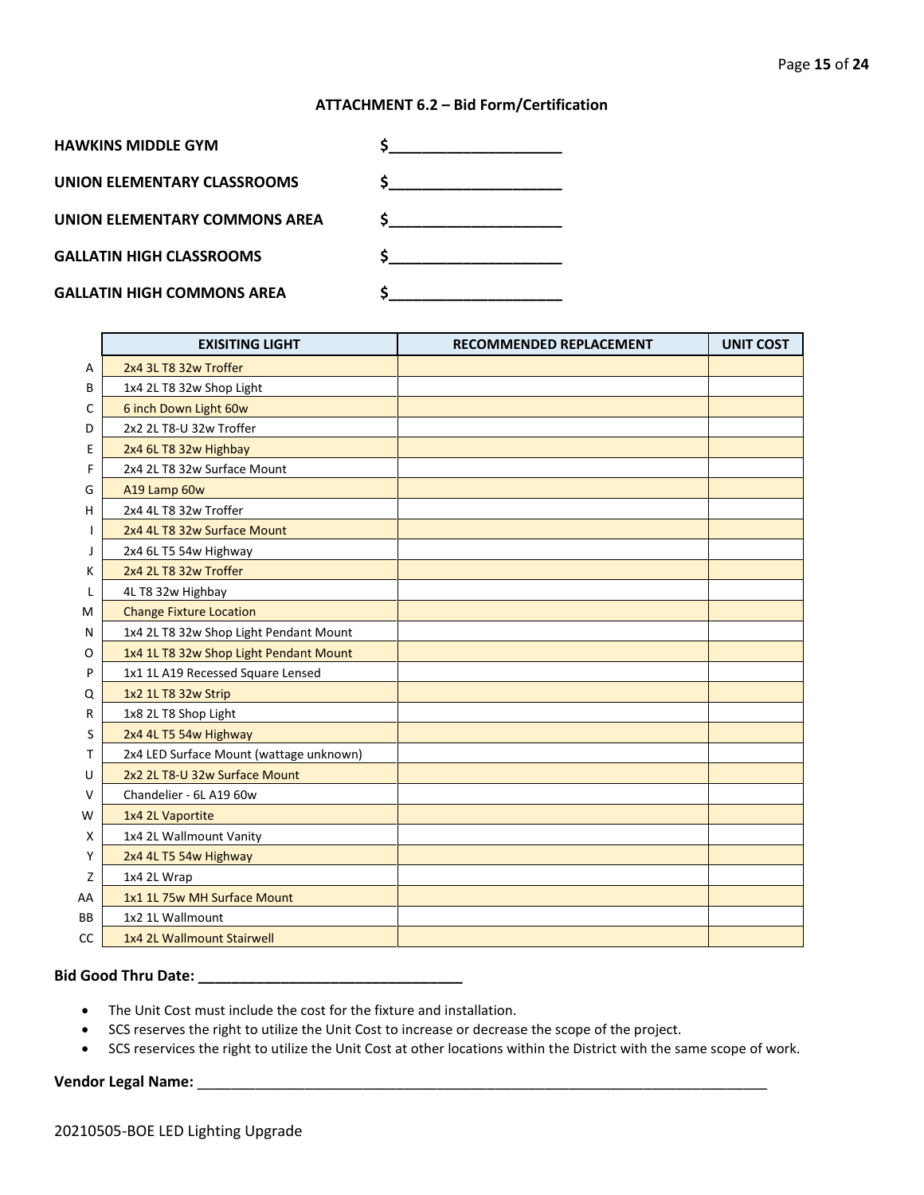## ATTACHMENT 6.2 – Bid Form/Certification

**HAWKINS MIDDLE GYM** $____________________

**UNION ELEMENTARY CLASSROOMS** $____________________

**UNION ELEMENTARY COMMONS AREA** $____________________

**GALLATIN HIGH CLASSROOMS** $____________________

**GALLATIN HIGH COMMONS AREA** $____________________

| | EXISITING LIGHT | RECOMMENDED REPLACEMENT | UNIT COST |
|---|---|---|---|
| A | 2x4 3L T8 32w Troffer | | |
| B | 1x4 2L T8 32w Shop Light | | |
| C | 6 inch Down Light 60w | | |
| D | 2x2 2L T8-U 32w Troffer | | |
| E | 2x4 6L T8 32w Highbay | | |
| F | 2x4 2L T8 32w Surface Mount | | |
| G | A19 Lamp 60w | | |
| H | 2x4 4L T8 32w Troffer | | |
| I | 2x4 4L T8 32w Surface Mount | | |
| J | 2x4 6L T5 54w Highway | | |
| K | 2x4 2L T8 32w Troffer | | |
| L | 4L T8 32w Highbay | | |
| M | Change Fixture Location | | |
| N | 1x4 2L T8 32w Shop Light Pendant Mount | | |
| O | 1x4 1L T8 32w Shop Light Pendant Mount | | |
| P | 1x1 1L A19 Recessed Square Lensed | | |
| Q | 1x2 1L T8 32w Strip | | |
| R | 1x8 2L T8 Shop Light | | |
| S | 2x4 4L T5 54w Highway | | |
| T | 2x4 LED Surface Mount (wattage unknown) | | |
| U | 2x2 2L T8-U 32w Surface Mount | | |
| V | Chandelier - 6L A19 60w | | |
| W | 1x4 2L Vaportite | | |
| X | 1x4 2L Wallmount Vanity | | |
| Y | 2x4 4L T5 54w Highway | | |
| Z | 1x4 2L Wrap | | |
| AA | 1x1 1L 75w MH Surface Mount | | |
| BB | 1x2 1L Wallmount | | |
| CC | 1x4 2L Wallmount Stairwell | | |

**Bid Good Thru Date:** ________________________________

- The Unit Cost must include the cost for the fixture and installation.
- SCS reserves the right to utilize the Unit Cost to increase or decrease the scope of the project.
- SCS reservices the right to utilize the Unit Cost at other locations within the District with the same scope of work.

**Vendor Legal Name:** ________________________________________________________________________

20210505-BOE LED Lighting Upgrade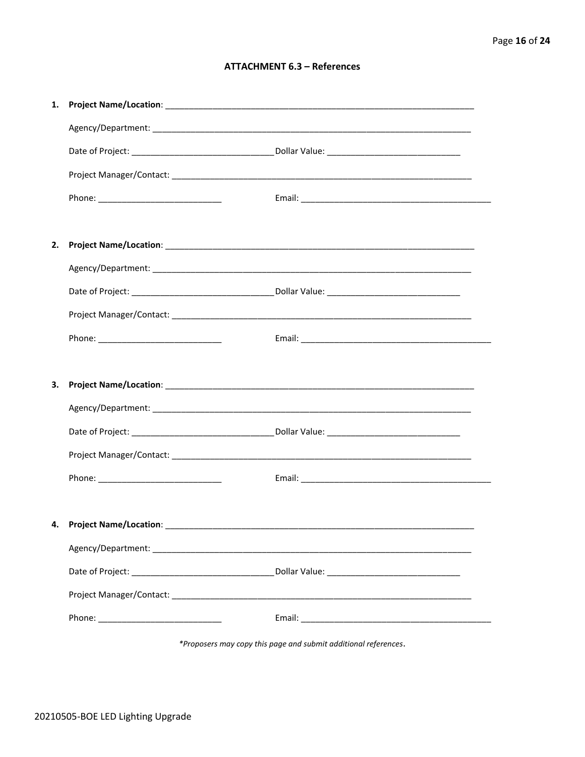## ATTACHMENT 6.3 – References

1. **Project Name/Location**: ______________________________________________________________

   Agency/Department: ______________________________________________________________

   Date of Project: ___________________________ Dollar Value: ___________________________

   Project Manager/Contact: ______________________________________________________________

   Phone: _________________________ Email: ______________________________________

2. **Project Name/Location**: ______________________________________________________________

   Agency/Department: ______________________________________________________________

   Date of Project: ___________________________ Dollar Value: ___________________________

   Project Manager/Contact: ______________________________________________________________

   Phone: _________________________ Email: ______________________________________

3. **Project Name/Location**: ______________________________________________________________

   Agency/Department: ______________________________________________________________

   Date of Project: ___________________________ Dollar Value: ___________________________

   Project Manager/Contact: ______________________________________________________________

   Phone: _________________________ Email: ______________________________________

4. **Project Name/Location**: ______________________________________________________________

   Agency/Department: ______________________________________________________________

   Date of Project: ___________________________ Dollar Value: ___________________________

   Project Manager/Contact: ______________________________________________________________

   Phone: _________________________ Email: ______________________________________

*\*Proposers may copy this page and submit additional references.*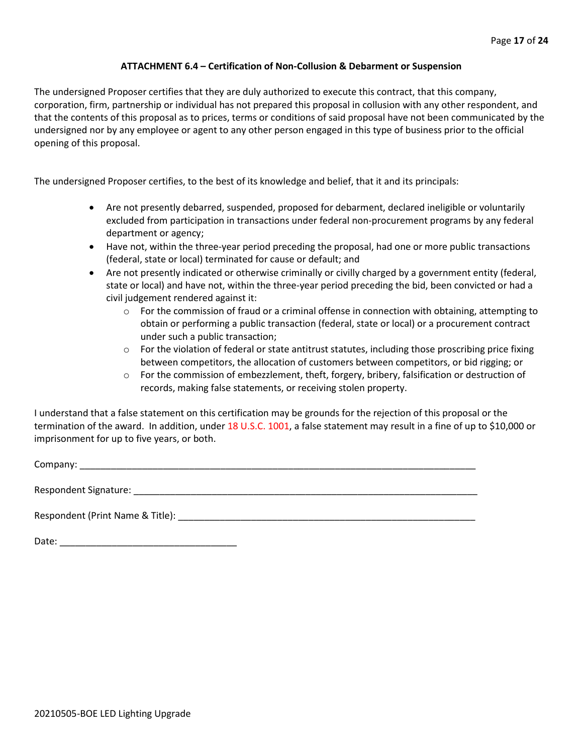## ATTACHMENT 6.4 – Certification of Non-Collusion & Debarment or Suspension

The undersigned Proposer certifies that they are duly authorized to execute this contract, that this company, corporation, firm, partnership or individual has not prepared this proposal in collusion with any other respondent, and that the contents of this proposal as to prices, terms or conditions of said proposal have not been communicated by the undersigned nor by any employee or agent to any other person engaged in this type of business prior to the official opening of this proposal.

The undersigned Proposer certifies, to the best of its knowledge and belief, that it and its principals:

- Are not presently debarred, suspended, proposed for debarment, declared ineligible or voluntarily excluded from participation in transactions under federal non-procurement programs by any federal department or agency;
- Have not, within the three-year period preceding the proposal, had one or more public transactions (federal, state or local) terminated for cause or default; and
- Are not presently indicated or otherwise criminally or civilly charged by a government entity (federal, state or local) and have not, within the three-year period preceding the bid, been convicted or had a civil judgement rendered against it:
  - For the commission of fraud or a criminal offense in connection with obtaining, attempting to obtain or performing a public transaction (federal, state or local) or a procurement contract under such a public transaction;
  - For the violation of federal or state antitrust statutes, including those proscribing price fixing between competitors, the allocation of customers between competitors, or bid rigging; or
  - For the commission of embezzlement, theft, forgery, bribery, falsification or destruction of records, making false statements, or receiving stolen property.

I understand that a false statement on this certification may be grounds for the rejection of this proposal or the termination of the award. In addition, under 18 U.S.C. 1001, a false statement may result in a fine of up to $10,000 or imprisonment for up to five years, or both.

Company: ______________________________________________________________________________

Respondent Signature: ____________________________________________________________________

Respondent (Print Name & Title): ___________________________________________________________

Date: ___________________________________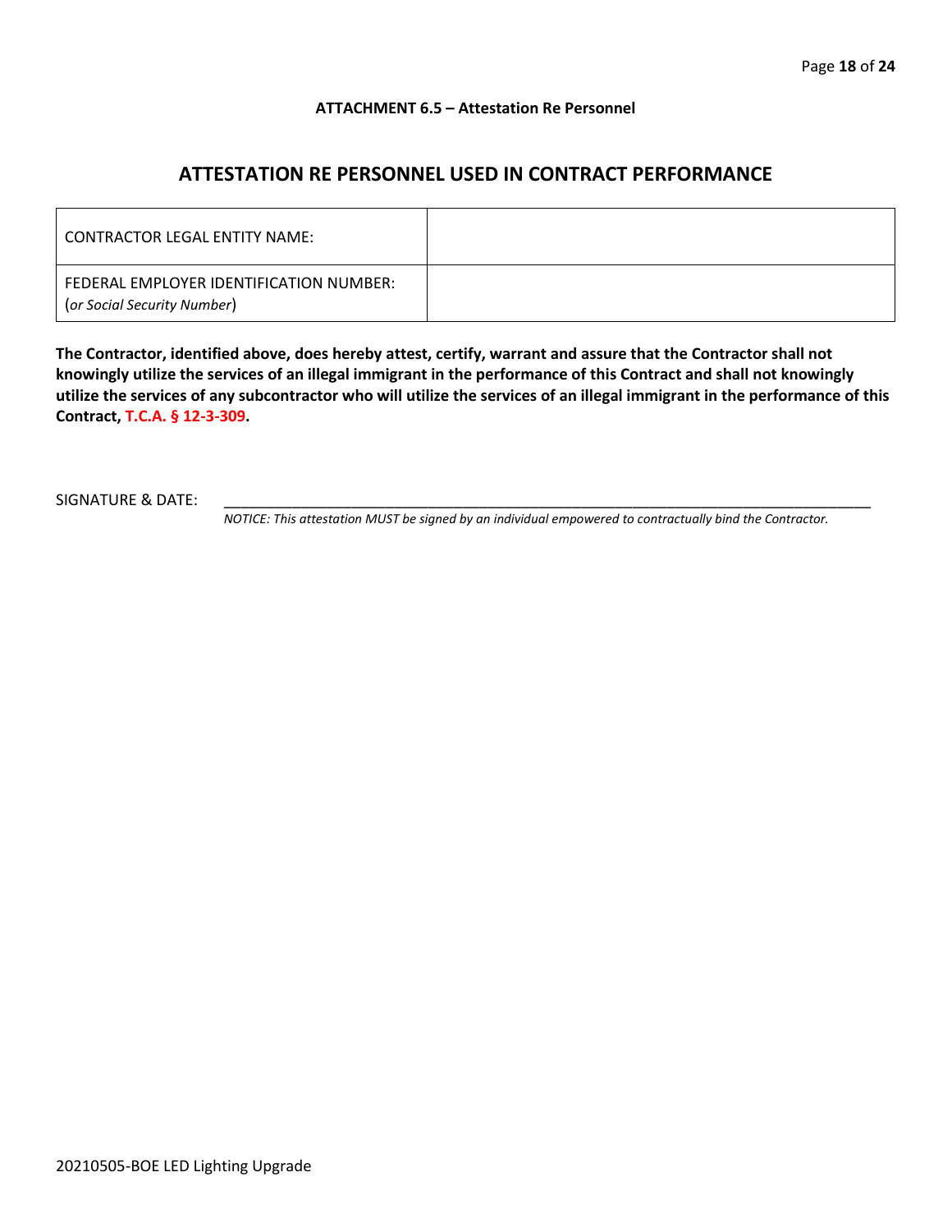**ATTACHMENT 6.5 – Attestation Re Personnel**

## ATTESTATION RE PERSONNEL USED IN CONTRACT PERFORMANCE

| | |
|---|---|
| CONTRACTOR LEGAL ENTITY NAME: | |
| FEDERAL EMPLOYER IDENTIFICATION NUMBER: (*or Social Security Number*) | |

**The Contractor, identified above, does hereby attest, certify, warrant and assure that the Contractor shall not knowingly utilize the services of an illegal immigrant in the performance of this Contract and shall not knowingly utilize the services of any subcontractor who will utilize the services of an illegal immigrant in the performance of this Contract, T.C.A. § 12-3-309.**

SIGNATURE & DATE: ______________________________________________________________________________

*NOTICE: This attestation MUST be signed by an individual empowered to contractually bind the Contractor.*

20210505-BOE LED Lighting Upgrade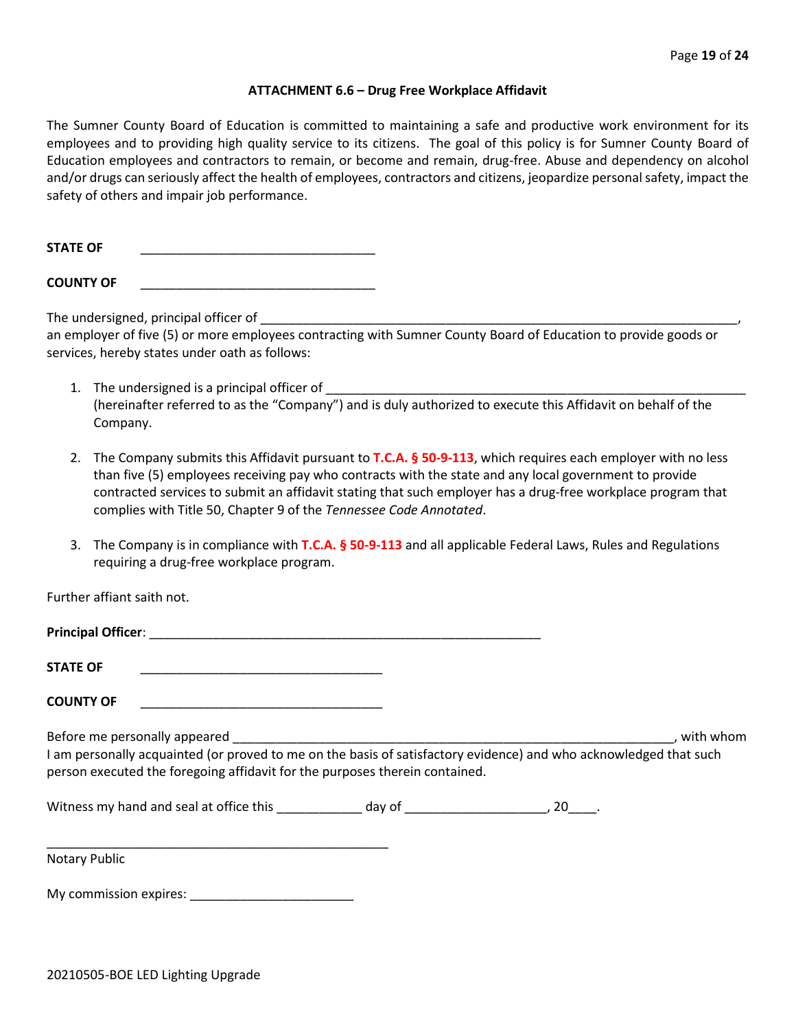### ATTACHMENT 6.6 – Drug Free Workplace Affidavit

The Sumner County Board of Education is committed to maintaining a safe and productive work environment for its employees and to providing high quality service to its citizens. The goal of this policy is for Sumner County Board of Education employees and contractors to remain, or become and remain, drug-free. Abuse and dependency on alcohol and/or drugs can seriously affect the health of employees, contractors and citizens, jeopardize personal safety, impact the safety of others and impair job performance.

**STATE OF** _________________________________

**COUNTY OF** _________________________________

The undersigned, principal officer of ____________________________________________________________________, an employer of five (5) or more employees contracting with Sumner County Board of Education to provide goods or services, hereby states under oath as follows:

1. The undersigned is a principal officer of ____________________________________________________________ (hereinafter referred to as the "Company") and is duly authorized to execute this Affidavit on behalf of the Company.

2. The Company submits this Affidavit pursuant to **T.C.A. § 50-9-113**, which requires each employer with no less than five (5) employees receiving pay who contracts with the state and any local government to provide contracted services to submit an affidavit stating that such employer has a drug-free workplace program that complies with Title 50, Chapter 9 of the *Tennessee Code Annotated*.

3. The Company is in compliance with **T.C.A. § 50-9-113** and all applicable Federal Laws, Rules and Regulations requiring a drug-free workplace program.

Further affiant saith not.

**Principal Officer**: _______________________________________________________

**STATE OF** __________________________________

**COUNTY OF** __________________________________

Before me personally appeared _______________________________________________________________, with whom I am personally acquainted (or proved to me on the basis of satisfactory evidence) and who acknowledged that such person executed the foregoing affidavit for the purposes therein contained.

Witness my hand and seal at office this ____________ day of ____________________, 20____.

________________________________________________

Notary Public

My commission expires: _______________________

20210505-BOE LED Lighting Upgrade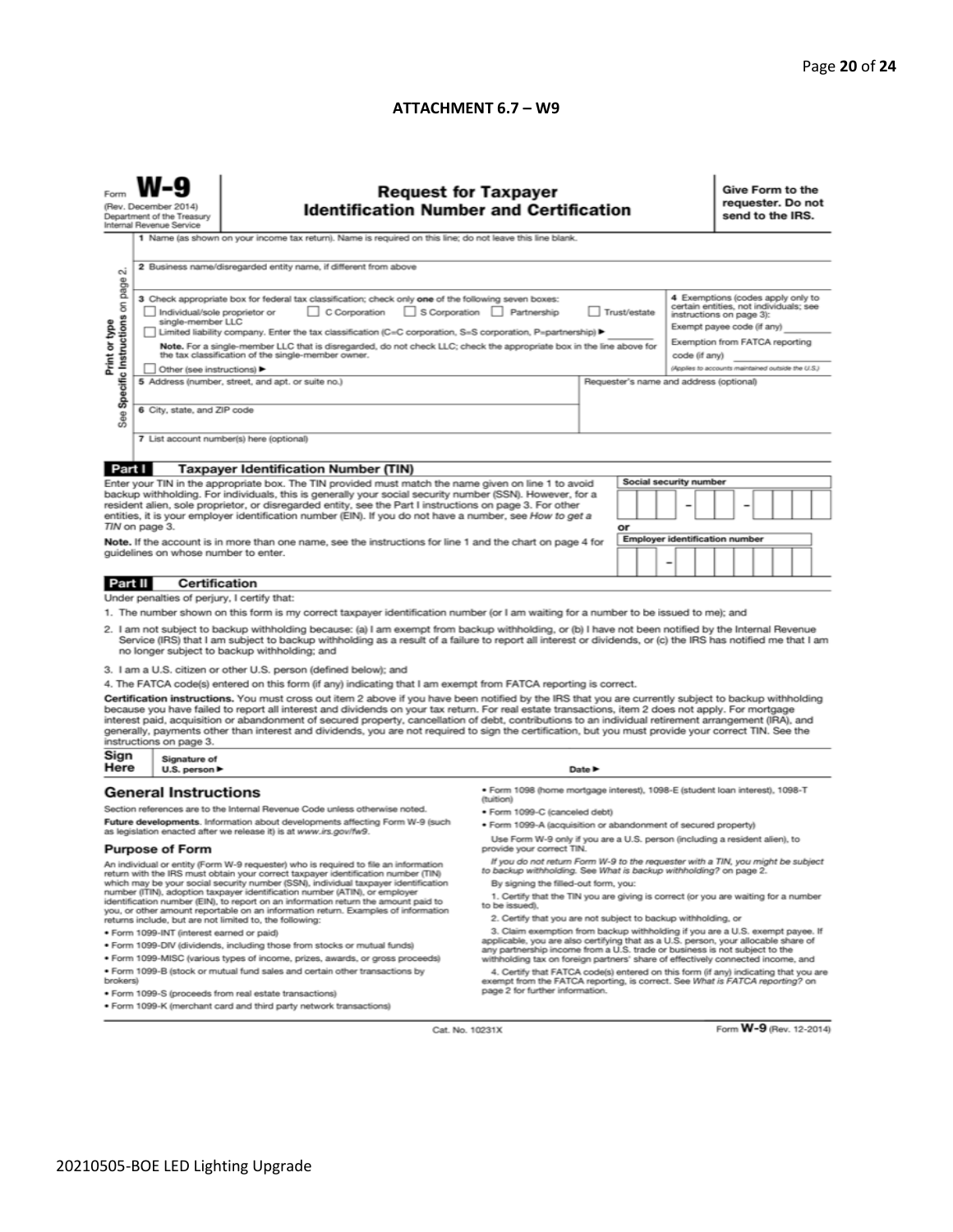## ATTACHMENT 6.7 – W9

Form **W-9**
(Rev. December 2014)
Department of the Treasury
Internal Revenue Service

# Request for Taxpayer Identification Number and Certification

**Give Form to the requester. Do not send to the IRS.**

Print or type
See Specific Instructions on page 2.

1 Name (as shown on your income tax return). Name is required on this line; do not leave this line blank.

2 Business name/disregarded entity name, if different from above

3 Check appropriate box for federal tax classification; check only **one** of the following seven boxes:

☐ Individual/sole proprietor or single-member LLC ☐ C Corporation ☐ S Corporation ☐ Partnership ☐ Trust/estate

☐ Limited liability company. Enter the tax classification (C=C corporation, S=S corporation, P=partnership) ▶ ________

**Note.** For a single-member LLC that is disregarded, do not check LLC; check the appropriate box in the line above for the tax classification of the single-member owner.

☐ Other (see instructions) ▶

4 Exemptions (codes apply only to certain entities, not individuals; see instructions on page 3):

Exempt payee code (if any) ________

Exemption from FATCA reporting code (if any) ________

(Applies to accounts maintained outside the U.S.)

5 Address (number, street, and apt. or suite no.)

Requester's name and address (optional)

6 City, state, and ZIP code

7 List account number(s) here (optional)

## Part I Taxpayer Identification Number (TIN)

Enter your TIN in the appropriate box. The TIN provided must match the name given on line 1 to avoid backup withholding. For individuals, this is generally your social security number (SSN). However, for a resident alien, sole proprietor, or disregarded entity, see the Part I instructions on page 3. For other entities, it is your employer identification number (EIN). If you do not have a number, see *How to get a TIN* on page 3.

**Note.** If the account is in more than one name, see the instructions for line 1 and the chart on page 4 for guidelines on whose number to enter.

Social security number
[ ][ ][ ] – [ ][ ] – [ ][ ][ ][ ]

or

Employer identification number
[ ][ ] – [ ][ ][ ][ ][ ][ ][ ]

## Part II Certification

Under penalties of perjury, I certify that:

1. The number shown on this form is my correct taxpayer identification number (or I am waiting for a number to be issued to me); and
2. I am not subject to backup withholding because: (a) I am exempt from backup withholding, or (b) I have not been notified by the Internal Revenue Service (IRS) that I am subject to backup withholding as a result of a failure to report all interest or dividends, or (c) the IRS has notified me that I am no longer subject to backup withholding; and
3. I am a U.S. citizen or other U.S. person (defined below); and
4. The FATCA code(s) entered on this form (if any) indicating that I am exempt from FATCA reporting is correct.

**Certification instructions.** You must cross out item 2 above if you have been notified by the IRS that you are currently subject to backup withholding because you have failed to report all interest and dividends on your tax return. For real estate transactions, item 2 does not apply. For mortgage interest paid, acquisition or abandonment of secured property, cancellation of debt, contributions to an individual retirement arrangement (IRA), and generally, payments other than interest and dividends, you are not required to sign the certification, but you must provide your correct TIN. See the instructions on page 3.

**Sign Here** Signature of U.S. person ▶ Date ▶

## General Instructions

Section references are to the Internal Revenue Code unless otherwise noted.

**Future developments.** Information about developments affecting Form W-9 (such as legislation enacted after we release it) is at *www.irs.gov/fw9*.

### Purpose of Form

An individual or entity (Form W-9 requester) who is required to file an information return with the IRS must obtain your correct taxpayer identification number (TIN) which may be your social security number (SSN), individual taxpayer identification number (ITIN), adoption taxpayer identification number (ATIN), or employer identification number (EIN), to report on an information return the amount paid to you, or other amount reportable on an information return. Examples of information returns include, but are not limited to, the following:

- Form 1099-INT (interest earned or paid)
- Form 1099-DIV (dividends, including those from stocks or mutual funds)
- Form 1099-MISC (various types of income, prizes, awards, or gross proceeds)
- Form 1099-B (stock or mutual fund sales and certain other transactions by brokers)
- Form 1099-S (proceeds from real estate transactions)
- Form 1099-K (merchant card and third party network transactions)
- Form 1098 (home mortgage interest), 1098-E (student loan interest), 1098-T (tuition)
- Form 1099-C (canceled debt)
- Form 1099-A (acquisition or abandonment of secured property)

Use Form W-9 only if you are a U.S. person (including a resident alien), to provide your correct TIN.

*If you do not return Form W-9 to the requester with a TIN, you might be subject to backup withholding. See What is backup withholding? on page 2.*

By signing the filled-out form, you:

1. Certify that the TIN you are giving is correct (or you are waiting for a number to be issued),
2. Certify that you are not subject to backup withholding, or
3. Claim exemption from backup withholding if you are a U.S. exempt payee. If applicable, you are also certifying that as a U.S. person, your allocable share of any partnership income from a U.S. trade or business is not subject to the withholding tax on foreign partners' share of effectively connected income, and
4. Certify that FATCA code(s) entered on this form (if any) indicating that you are exempt from the FATCA reporting, is correct. See *What is FATCA reporting?* on page 2 for further information.

Cat. No. 10231X Form **W-9** (Rev. 12-2014)

20210505-BOE LED Lighting Upgrade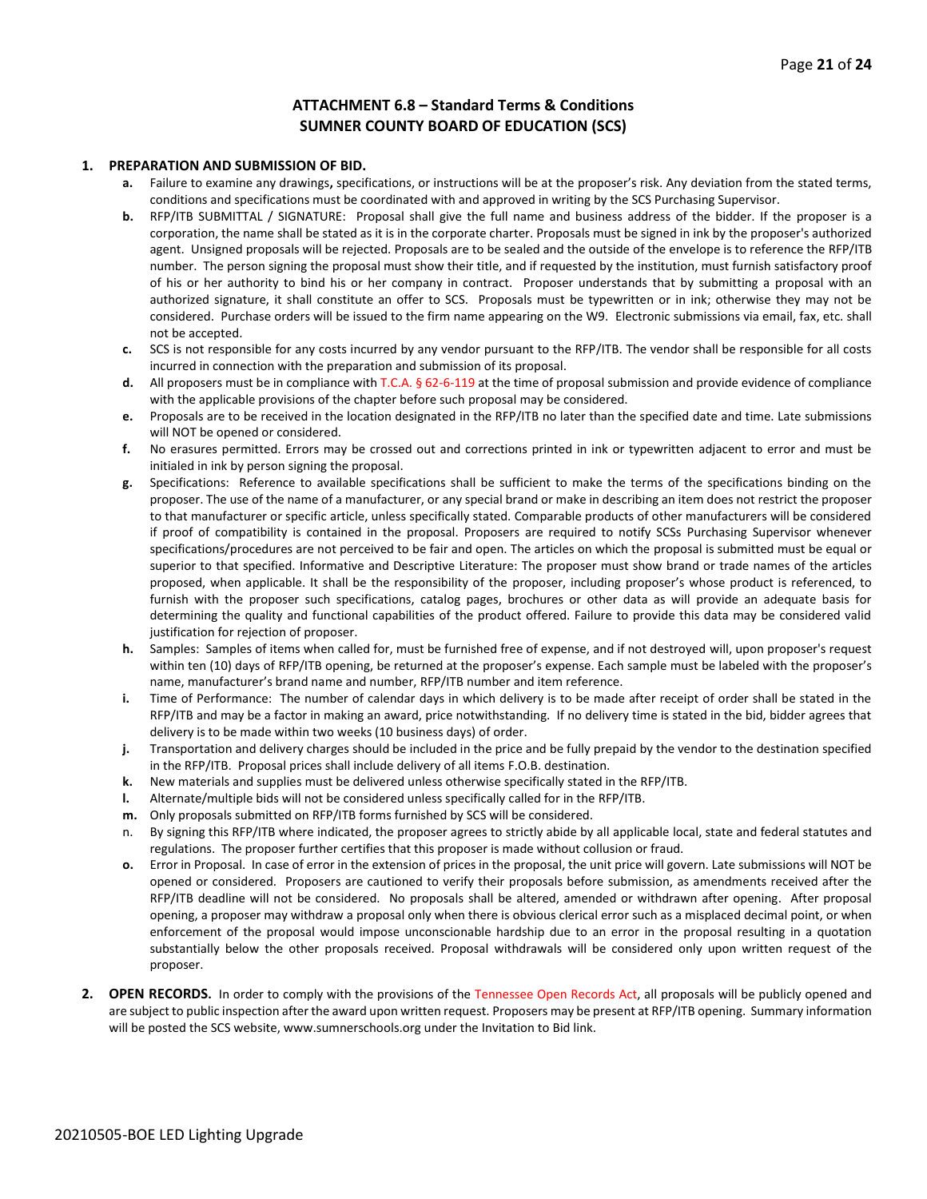## ATTACHMENT 6.8 – Standard Terms & Conditions
## SUMNER COUNTY BOARD OF EDUCATION (SCS)

1. **PREPARATION AND SUBMISSION OF BID.**
   - **a.** Failure to examine any drawings**,** specifications, or instructions will be at the proposer's risk. Any deviation from the stated terms, conditions and specifications must be coordinated with and approved in writing by the SCS Purchasing Supervisor.
   - **b.** RFP/ITB SUBMITTAL / SIGNATURE: Proposal shall give the full name and business address of the bidder. If the proposer is a corporation, the name shall be stated as it is in the corporate charter. Proposals must be signed in ink by the proposer's authorized agent. Unsigned proposals will be rejected. Proposals are to be sealed and the outside of the envelope is to reference the RFP/ITB number. The person signing the proposal must show their title, and if requested by the institution, must furnish satisfactory proof of his or her authority to bind his or her company in contract. Proposer understands that by submitting a proposal with an authorized signature, it shall constitute an offer to SCS. Proposals must be typewritten or in ink; otherwise they may not be considered. Purchase orders will be issued to the firm name appearing on the W9. Electronic submissions via email, fax, etc. shall not be accepted.
   - **c.** SCS is not responsible for any costs incurred by any vendor pursuant to the RFP/ITB. The vendor shall be responsible for all costs incurred in connection with the preparation and submission of its proposal.
   - **d.** All proposers must be in compliance with T.C.A. § 62-6-119 at the time of proposal submission and provide evidence of compliance with the applicable provisions of the chapter before such proposal may be considered.
   - **e.** Proposals are to be received in the location designated in the RFP/ITB no later than the specified date and time. Late submissions will NOT be opened or considered.
   - **f.** No erasures permitted. Errors may be crossed out and corrections printed in ink or typewritten adjacent to error and must be initialed in ink by person signing the proposal.
   - **g.** Specifications: Reference to available specifications shall be sufficient to make the terms of the specifications binding on the proposer. The use of the name of a manufacturer, or any special brand or make in describing an item does not restrict the proposer to that manufacturer or specific article, unless specifically stated. Comparable products of other manufacturers will be considered if proof of compatibility is contained in the proposal. Proposers are required to notify SCSs Purchasing Supervisor whenever specifications/procedures are not perceived to be fair and open. The articles on which the proposal is submitted must be equal or superior to that specified. Informative and Descriptive Literature: The proposer must show brand or trade names of the articles proposed, when applicable. It shall be the responsibility of the proposer, including proposer's whose product is referenced, to furnish with the proposer such specifications, catalog pages, brochures or other data as will provide an adequate basis for determining the quality and functional capabilities of the product offered. Failure to provide this data may be considered valid justification for rejection of proposer.
   - **h.** Samples: Samples of items when called for, must be furnished free of expense, and if not destroyed will, upon proposer's request within ten (10) days of RFP/ITB opening, be returned at the proposer's expense. Each sample must be labeled with the proposer's name, manufacturer's brand name and number, RFP/ITB number and item reference.
   - **i.** Time of Performance: The number of calendar days in which delivery is to be made after receipt of order shall be stated in the RFP/ITB and may be a factor in making an award, price notwithstanding. If no delivery time is stated in the bid, bidder agrees that delivery is to be made within two weeks (10 business days) of order.
   - **j.** Transportation and delivery charges should be included in the price and be fully prepaid by the vendor to the destination specified in the RFP/ITB. Proposal prices shall include delivery of all items F.O.B. destination.
   - **k.** New materials and supplies must be delivered unless otherwise specifically stated in the RFP/ITB.
   - **l.** Alternate/multiple bids will not be considered unless specifically called for in the RFP/ITB.
   - **m.** Only proposals submitted on RFP/ITB forms furnished by SCS will be considered.
   - n. By signing this RFP/ITB where indicated, the proposer agrees to strictly abide by all applicable local, state and federal statutes and regulations. The proposer further certifies that this proposer is made without collusion or fraud.
   - **o.** Error in Proposal. In case of error in the extension of prices in the proposal, the unit price will govern. Late submissions will NOT be opened or considered. Proposers are cautioned to verify their proposals before submission, as amendments received after the RFP/ITB deadline will not be considered. No proposals shall be altered, amended or withdrawn after opening. After proposal opening, a proposer may withdraw a proposal only when there is obvious clerical error such as a misplaced decimal point, or when enforcement of the proposal would impose unconscionable hardship due to an error in the proposal resulting in a quotation substantially below the other proposals received. Proposal withdrawals will be considered only upon written request of the proposer.

2. **OPEN RECORDS.** In order to comply with the provisions of the Tennessee Open Records Act, all proposals will be publicly opened and are subject to public inspection after the award upon written request. Proposers may be present at RFP/ITB opening. Summary information will be posted the SCS website, www.sumnerschools.org under the Invitation to Bid link.

20210505-BOE LED Lighting Upgrade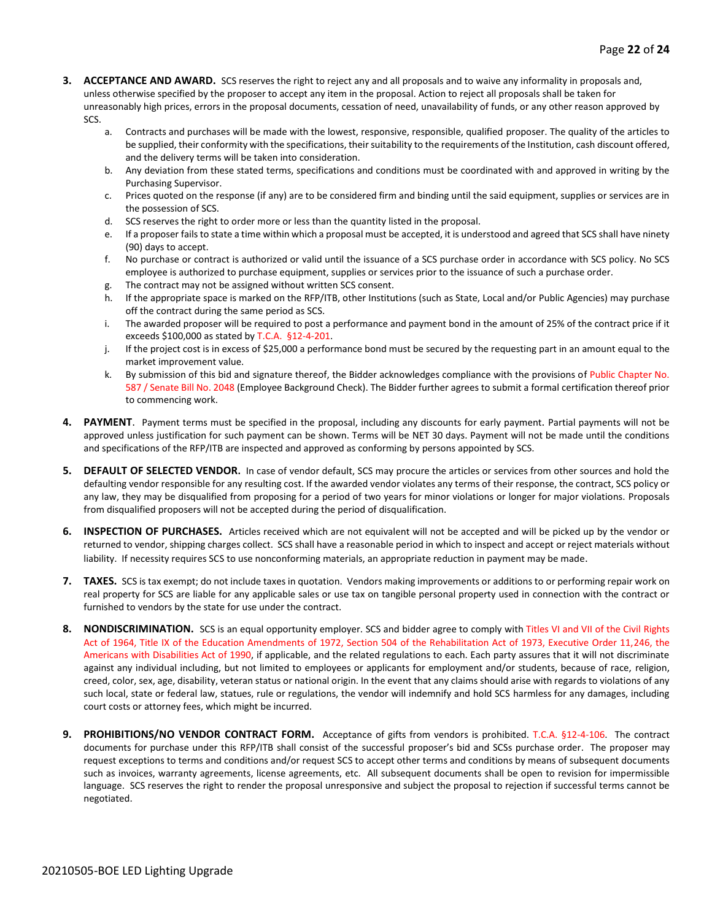3. **ACCEPTANCE AND AWARD.** SCS reserves the right to reject any and all proposals and to waive any informality in proposals and, unless otherwise specified by the proposer to accept any item in the proposal. Action to reject all proposals shall be taken for unreasonably high prices, errors in the proposal documents, cessation of need, unavailability of funds, or any other reason approved by SCS.
   a. Contracts and purchases will be made with the lowest, responsive, responsible, qualified proposer. The quality of the articles to be supplied, their conformity with the specifications, their suitability to the requirements of the Institution, cash discount offered, and the delivery terms will be taken into consideration.
   b. Any deviation from these stated terms, specifications and conditions must be coordinated with and approved in writing by the Purchasing Supervisor.
   c. Prices quoted on the response (if any) are to be considered firm and binding until the said equipment, supplies or services are in the possession of SCS.
   d. SCS reserves the right to order more or less than the quantity listed in the proposal.
   e. If a proposer fails to state a time within which a proposal must be accepted, it is understood and agreed that SCS shall have ninety (90) days to accept.
   f. No purchase or contract is authorized or valid until the issuance of a SCS purchase order in accordance with SCS policy. No SCS employee is authorized to purchase equipment, supplies or services prior to the issuance of such a purchase order.
   g. The contract may not be assigned without written SCS consent.
   h. If the appropriate space is marked on the RFP/ITB, other Institutions (such as State, Local and/or Public Agencies) may purchase off the contract during the same period as SCS.
   i. The awarded proposer will be required to post a performance and payment bond in the amount of 25% of the contract price if it exceeds $100,000 as stated by T.C.A. §12-4-201.
   j. If the project cost is in excess of $25,000 a performance bond must be secured by the requesting part in an amount equal to the market improvement value.
   k. By submission of this bid and signature thereof, the Bidder acknowledges compliance with the provisions of Public Chapter No. 587 / Senate Bill No. 2048 (Employee Background Check). The Bidder further agrees to submit a formal certification thereof prior to commencing work.

4. **PAYMENT**. Payment terms must be specified in the proposal, including any discounts for early payment. Partial payments will not be approved unless justification for such payment can be shown. Terms will be NET 30 days. Payment will not be made until the conditions and specifications of the RFP/ITB are inspected and approved as conforming by persons appointed by SCS.

5. **DEFAULT OF SELECTED VENDOR.** In case of vendor default, SCS may procure the articles or services from other sources and hold the defaulting vendor responsible for any resulting cost. If the awarded vendor violates any terms of their response, the contract, SCS policy or any law, they may be disqualified from proposing for a period of two years for minor violations or longer for major violations. Proposals from disqualified proposers will not be accepted during the period of disqualification.

6. **INSPECTION OF PURCHASES.** Articles received which are not equivalent will not be accepted and will be picked up by the vendor or returned to vendor, shipping charges collect. SCS shall have a reasonable period in which to inspect and accept or reject materials without liability. If necessity requires SCS to use nonconforming materials, an appropriate reduction in payment may be made.

7. **TAXES.** SCS is tax exempt; do not include taxes in quotation. Vendors making improvements or additions to or performing repair work on real property for SCS are liable for any applicable sales or use tax on tangible personal property used in connection with the contract or furnished to vendors by the state for use under the contract.

8. **NONDISCRIMINATION.** SCS is an equal opportunity employer. SCS and bidder agree to comply with Titles VI and VII of the Civil Rights Act of 1964, Title IX of the Education Amendments of 1972, Section 504 of the Rehabilitation Act of 1973, Executive Order 11,246, the Americans with Disabilities Act of 1990, if applicable, and the related regulations to each. Each party assures that it will not discriminate against any individual including, but not limited to employees or applicants for employment and/or students, because of race, religion, creed, color, sex, age, disability, veteran status or national origin. In the event that any claims should arise with regards to violations of any such local, state or federal law, statues, rule or regulations, the vendor will indemnify and hold SCS harmless for any damages, including court costs or attorney fees, which might be incurred.

9. **PROHIBITIONS/NO VENDOR CONTRACT FORM.** Acceptance of gifts from vendors is prohibited. T.C.A. §12-4-106. The contract documents for purchase under this RFP/ITB shall consist of the successful proposer's bid and SCSs purchase order. The proposer may request exceptions to terms and conditions and/or request SCS to accept other terms and conditions by means of subsequent documents such as invoices, warranty agreements, license agreements, etc. All subsequent documents shall be open to revision for impermissible language. SCS reserves the right to render the proposal unresponsive and subject the proposal to rejection if successful terms cannot be negotiated.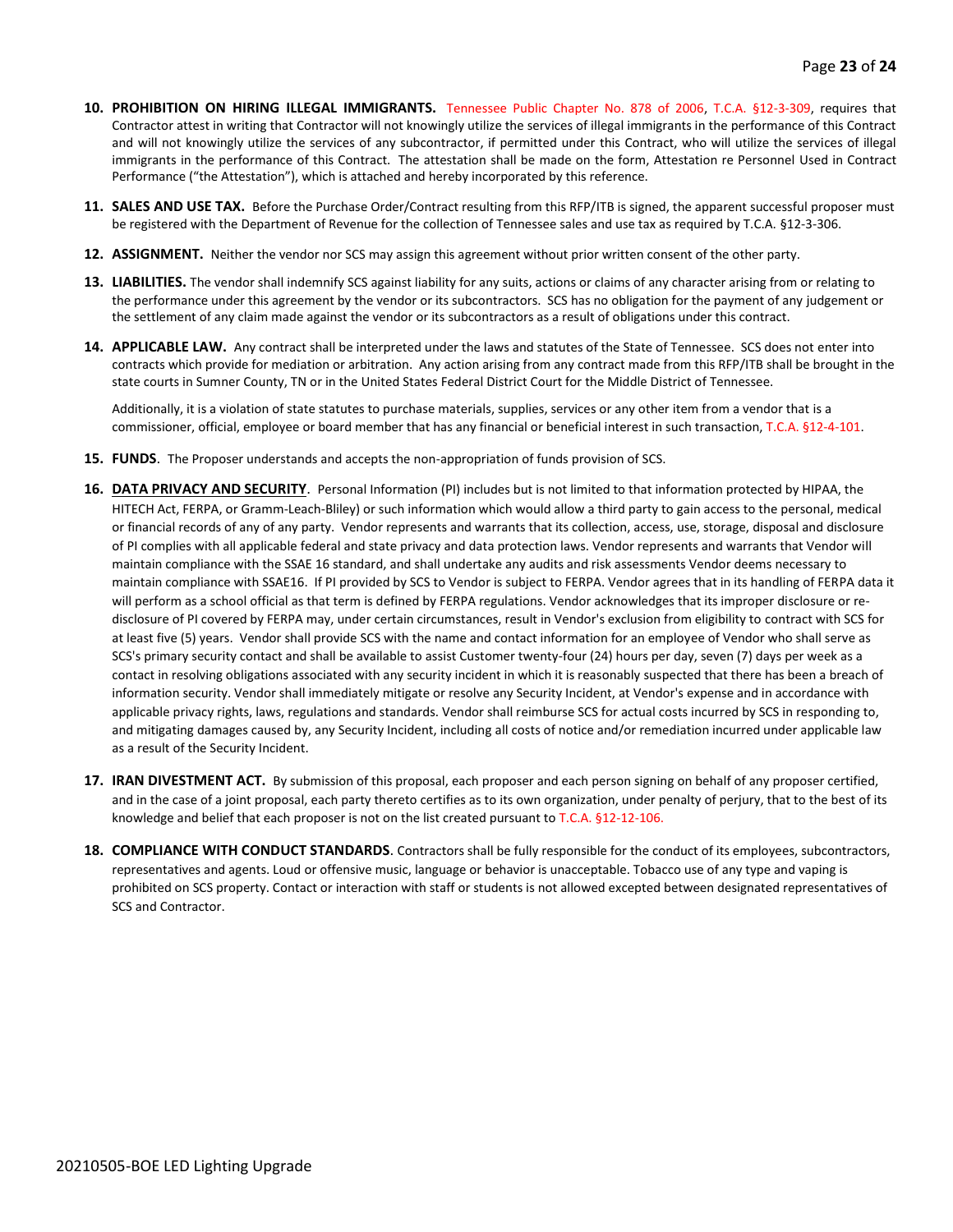10. **PROHIBITION ON HIRING ILLEGAL IMMIGRANTS.** Tennessee Public Chapter No. 878 of 2006, T.C.A. §12-3-309, requires that Contractor attest in writing that Contractor will not knowingly utilize the services of illegal immigrants in the performance of this Contract and will not knowingly utilize the services of any subcontractor, if permitted under this Contract, who will utilize the services of illegal immigrants in the performance of this Contract. The attestation shall be made on the form, Attestation re Personnel Used in Contract Performance ("the Attestation"), which is attached and hereby incorporated by this reference.

11. **SALES AND USE TAX.** Before the Purchase Order/Contract resulting from this RFP/ITB is signed, the apparent successful proposer must be registered with the Department of Revenue for the collection of Tennessee sales and use tax as required by T.C.A. §12-3-306.

12. **ASSIGNMENT.** Neither the vendor nor SCS may assign this agreement without prior written consent of the other party.

13. **LIABILITIES.** The vendor shall indemnify SCS against liability for any suits, actions or claims of any character arising from or relating to the performance under this agreement by the vendor or its subcontractors. SCS has no obligation for the payment of any judgement or the settlement of any claim made against the vendor or its subcontractors as a result of obligations under this contract.

14. **APPLICABLE LAW.** Any contract shall be interpreted under the laws and statutes of the State of Tennessee. SCS does not enter into contracts which provide for mediation or arbitration. Any action arising from any contract made from this RFP/ITB shall be brought in the state courts in Sumner County, TN or in the United States Federal District Court for the Middle District of Tennessee.

    Additionally, it is a violation of state statutes to purchase materials, supplies, services or any other item from a vendor that is a commissioner, official, employee or board member that has any financial or beneficial interest in such transaction, T.C.A. §12-4-101.

15. **FUNDS**. The Proposer understands and accepts the non-appropriation of funds provision of SCS.

16. **DATA PRIVACY AND SECURITY**. Personal Information (PI) includes but is not limited to that information protected by HIPAA, the HITECH Act, FERPA, or Gramm-Leach-Bliley) or such information which would allow a third party to gain access to the personal, medical or financial records of any of any party. Vendor represents and warrants that its collection, access, use, storage, disposal and disclosure of PI complies with all applicable federal and state privacy and data protection laws. Vendor represents and warrants that Vendor will maintain compliance with the SSAE 16 standard, and shall undertake any audits and risk assessments Vendor deems necessary to maintain compliance with SSAE16. If PI provided by SCS to Vendor is subject to FERPA. Vendor agrees that in its handling of FERPA data it will perform as a school official as that term is defined by FERPA regulations. Vendor acknowledges that its improper disclosure or re-disclosure of PI covered by FERPA may, under certain circumstances, result in Vendor's exclusion from eligibility to contract with SCS for at least five (5) years. Vendor shall provide SCS with the name and contact information for an employee of Vendor who shall serve as SCS's primary security contact and shall be available to assist Customer twenty-four (24) hours per day, seven (7) days per week as a contact in resolving obligations associated with any security incident in which it is reasonably suspected that there has been a breach of information security. Vendor shall immediately mitigate or resolve any Security Incident, at Vendor's expense and in accordance with applicable privacy rights, laws, regulations and standards. Vendor shall reimburse SCS for actual costs incurred by SCS in responding to, and mitigating damages caused by, any Security Incident, including all costs of notice and/or remediation incurred under applicable law as a result of the Security Incident.

17. **IRAN DIVESTMENT ACT.** By submission of this proposal, each proposer and each person signing on behalf of any proposer certified, and in the case of a joint proposal, each party thereto certifies as to its own organization, under penalty of perjury, that to the best of its knowledge and belief that each proposer is not on the list created pursuant to T.C.A. §12-12-106.

18. **COMPLIANCE WITH CONDUCT STANDARDS**. Contractors shall be fully responsible for the conduct of its employees, subcontractors, representatives and agents. Loud or offensive music, language or behavior is unacceptable. Tobacco use of any type and vaping is prohibited on SCS property. Contact or interaction with staff or students is not allowed excepted between designated representatives of SCS and Contractor.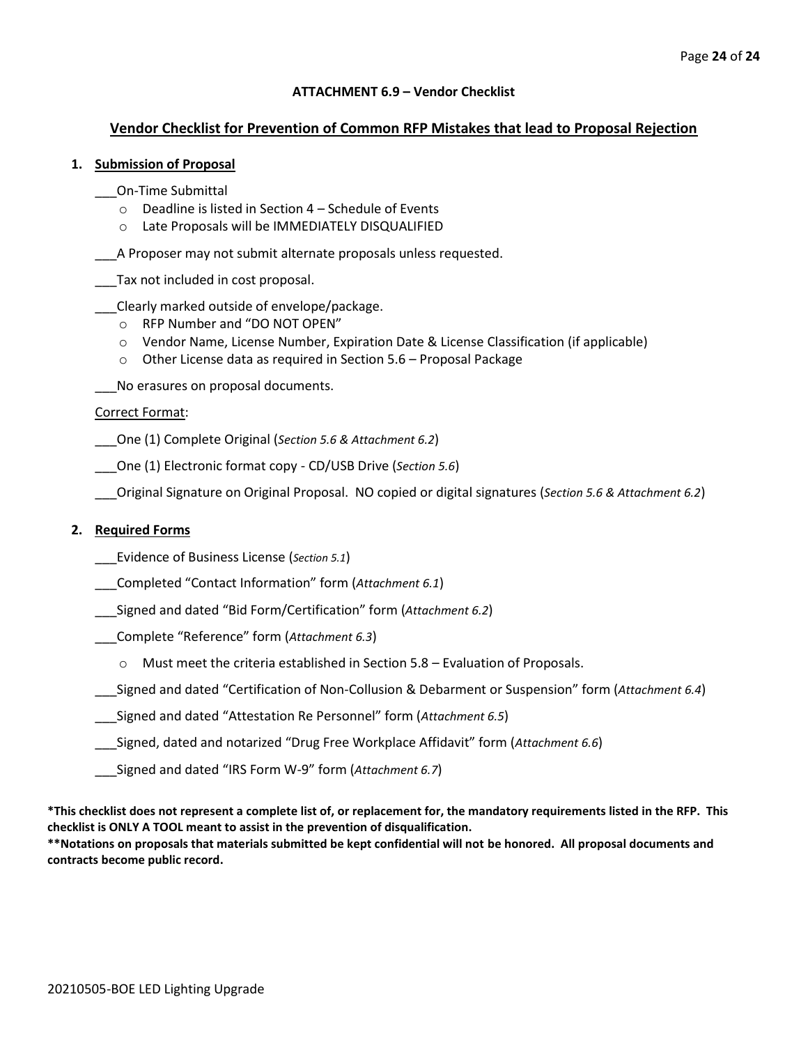**ATTACHMENT 6.9 – Vendor Checklist**

## Vendor Checklist for Prevention of Common RFP Mistakes that lead to Proposal Rejection

1. **Submission of Proposal**

___On-Time Submittal
- Deadline is listed in Section 4 – Schedule of Events
- Late Proposals will be IMMEDIATELY DISQUALIFIED

___A Proposer may not submit alternate proposals unless requested.

___Tax not included in cost proposal.

___Clearly marked outside of envelope/package.
- RFP Number and "DO NOT OPEN"
- Vendor Name, License Number, Expiration Date & License Classification (if applicable)
- Other License data as required in Section 5.6 – Proposal Package

___No erasures on proposal documents.

Correct Format:

___One (1) Complete Original (*Section 5.6 & Attachment 6.2*)

___One (1) Electronic format copy - CD/USB Drive (*Section 5.6*)

___Original Signature on Original Proposal. NO copied or digital signatures (*Section 5.6 & Attachment 6.2*)

2. **Required Forms**

___Evidence of Business License (*Section 5.1*)

___Completed "Contact Information" form (*Attachment 6.1*)

___Signed and dated "Bid Form/Certification" form (*Attachment 6.2*)

___Complete "Reference" form (*Attachment 6.3*)
- Must meet the criteria established in Section 5.8 – Evaluation of Proposals.

___Signed and dated "Certification of Non-Collusion & Debarment or Suspension" form (*Attachment 6.4*)

___Signed and dated "Attestation Re Personnel" form (*Attachment 6.5*)

___Signed, dated and notarized "Drug Free Workplace Affidavit" form (*Attachment 6.6*)

___Signed and dated "IRS Form W-9" form (*Attachment 6.7*)

**\*This checklist does not represent a complete list of, or replacement for, the mandatory requirements listed in the RFP. This checklist is ONLY A TOOL meant to assist in the prevention of disqualification.**
**\*\*Notations on proposals that materials submitted be kept confidential will not be honored. All proposal documents and contracts become public record.**